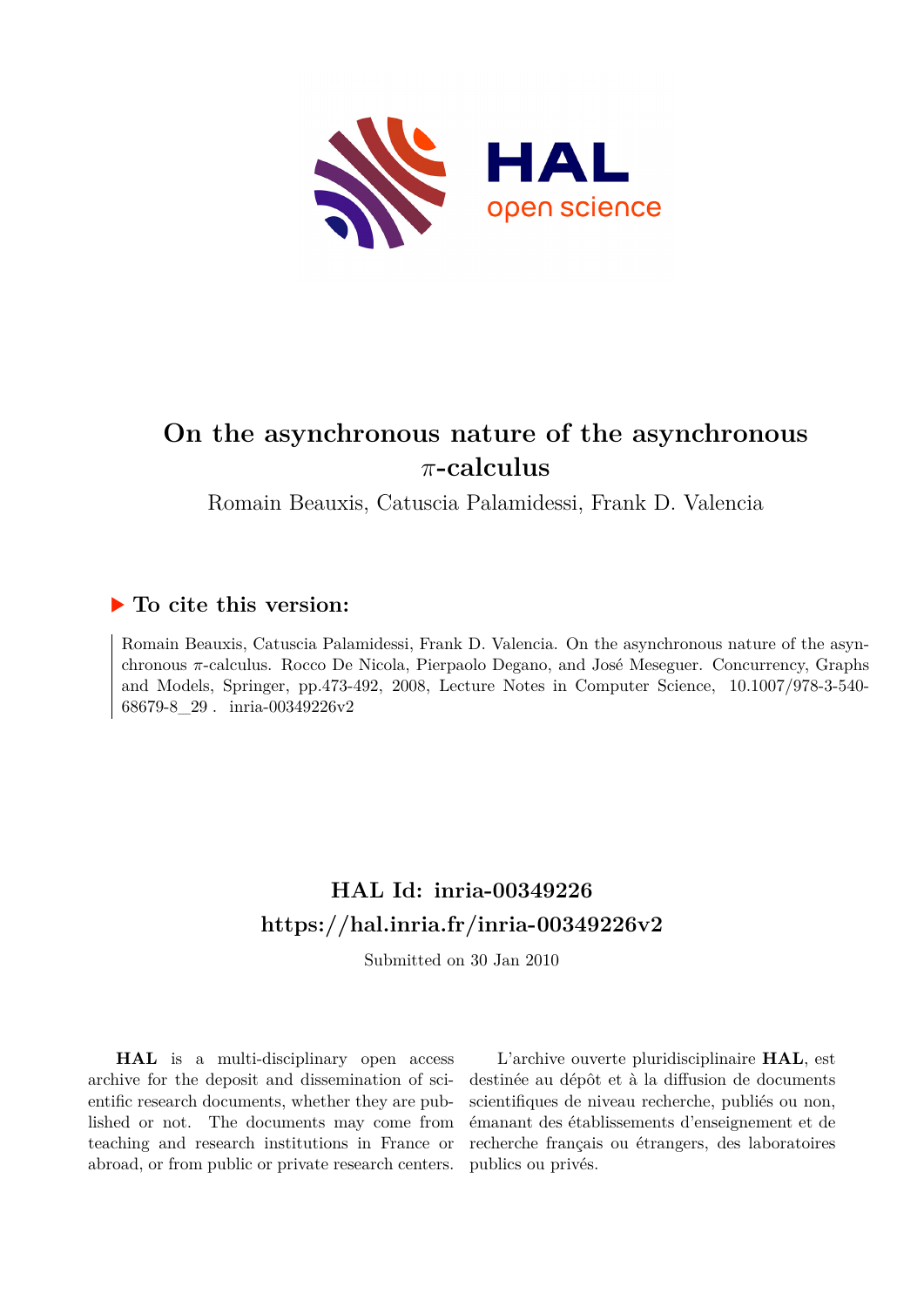# On the asynchronous nature of the asynchronous $\pi$-calculus

Romain Beauxis, Catuscia Palamidessi, Frank D. Valencia

## To cite this version:

Romain Beauxis, Catuscia Palamidessi, Frank D. Valencia. On the asynchronous nature of the asynchronous $\pi$-calculus. Rocco De Nicola, Pierpaolo Degano, and José Meseguer. Concurrency, Graphs and Models, Springer, pp.473-492, 2008, Lecture Notes in Computer Science, 10.1007/978-3-540-68679-8_29 . inria-00349226v2

## HAL Id: inria-00349226
## https://hal.inria.fr/inria-00349226v2

Submitted on 30 Jan 2010

**HAL** is a multi-disciplinary open access archive for the deposit and dissemination of scientific research documents, whether they are published or not. The documents may come from teaching and research institutions in France or abroad, or from public or private research centers.

L'archive ouverte pluridisciplinaire **HAL**, est destinée au dépôt et à la diffusion de documents scientifiques de niveau recherche, publiés ou non, émanant des établissements d'enseignement et de recherche français ou étrangers, des laboratoires publics ou privés.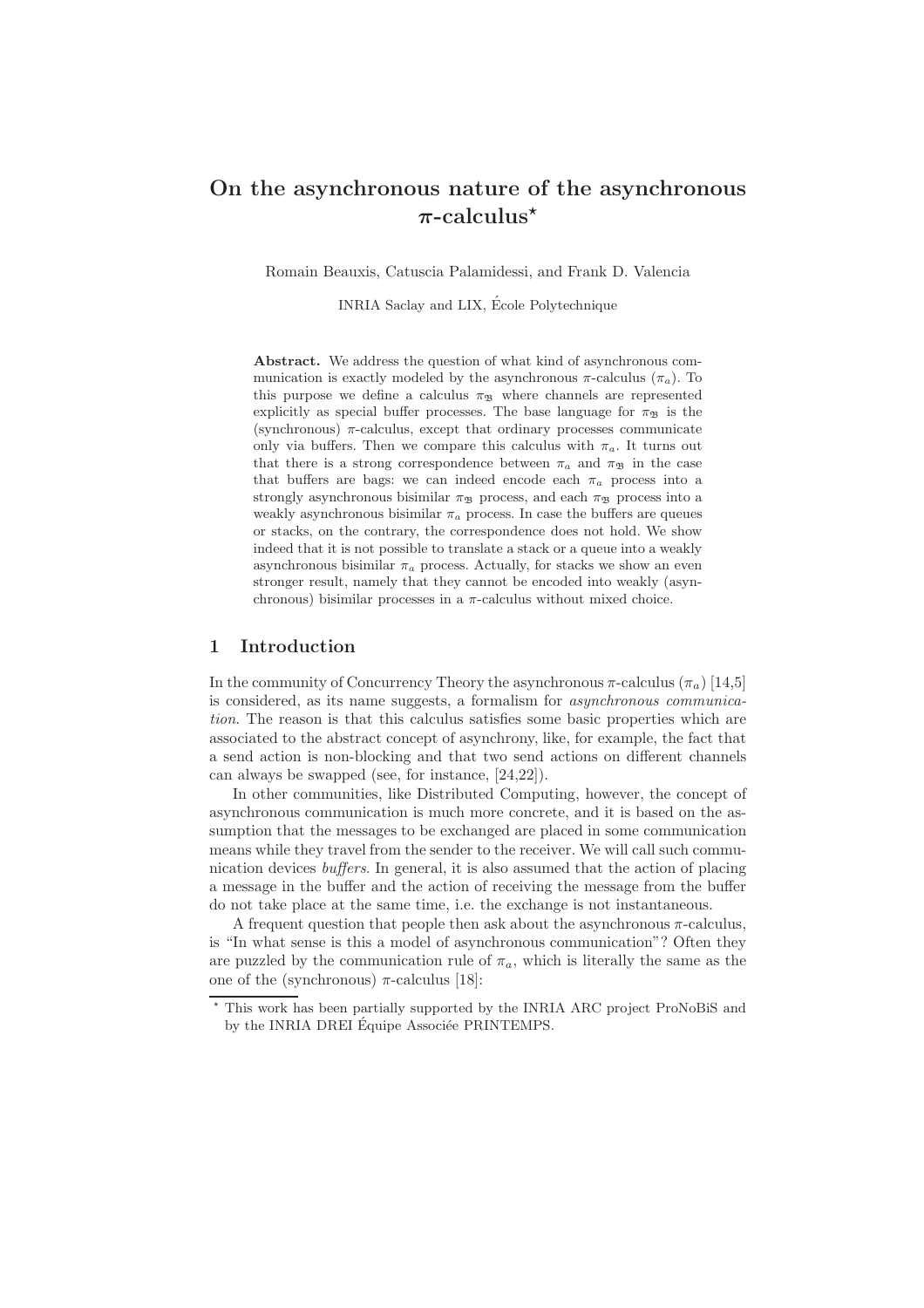# On the asynchronous nature of the asynchronous $\pi$-calculus*

Romain Beauxis, Catuscia Palamidessi, and Frank D. Valencia

INRIA Saclay and LIX, École Polytechnique

**Abstract.** We address the question of what kind of asynchronous communication is exactly modeled by the asynchronous $\pi$-calculus ($\pi_a$). To this purpose we define a calculus $\pi_{\mathfrak{B}}$ where channels are represented explicitly as special buffer processes. The base language for $\pi_{\mathfrak{B}}$ is the (synchronous) $\pi$-calculus, except that ordinary processes communicate only via buffers. Then we compare this calculus with $\pi_a$. It turns out that there is a strong correspondence between $\pi_a$ and $\pi_{\mathfrak{B}}$ in the case that buffers are bags: we can indeed encode each $\pi_a$ process into a strongly asynchronous bisimilar $\pi_{\mathfrak{B}}$ process, and each $\pi_{\mathfrak{B}}$ process into a weakly asynchronous bisimilar $\pi_a$ process. In case the buffers are queues or stacks, on the contrary, the correspondence does not hold. We show indeed that it is not possible to translate a stack or a queue into a weakly asynchronous bisimilar $\pi_a$ process. Actually, for stacks we show an even stronger result, namely that they cannot be encoded into weakly (asynchronous) bisimilar processes in a $\pi$-calculus without mixed choice.

## 1 Introduction

In the community of Concurrency Theory the asynchronous $\pi$-calculus ($\pi_a$) [14,5] is considered, as its name suggests, a formalism for *asynchronous communication*. The reason is that this calculus satisfies some basic properties which are associated to the abstract concept of asynchrony, like, for example, the fact that a send action is non-blocking and that two send actions on different channels can always be swapped (see, for instance, [24,22]).

In other communities, like Distributed Computing, however, the concept of asynchronous communication is much more concrete, and it is based on the assumption that the messages to be exchanged are placed in some communication means while they travel from the sender to the receiver. We will call such communication devices *buffers*. In general, it is also assumed that the action of placing a message in the buffer and the action of receiving the message from the buffer do not take place at the same time, i.e. the exchange is not instantaneous.

A frequent question that people then ask about the asynchronous $\pi$-calculus, is "In what sense is this a model of asynchronous communication"? Often they are puzzled by the communication rule of $\pi_a$, which is literally the same as the one of the (synchronous) $\pi$-calculus [18]:

* This work has been partially supported by the INRIA ARC project ProNoBiS and by the INRIA DREI Équipe Associée PRINTEMPS.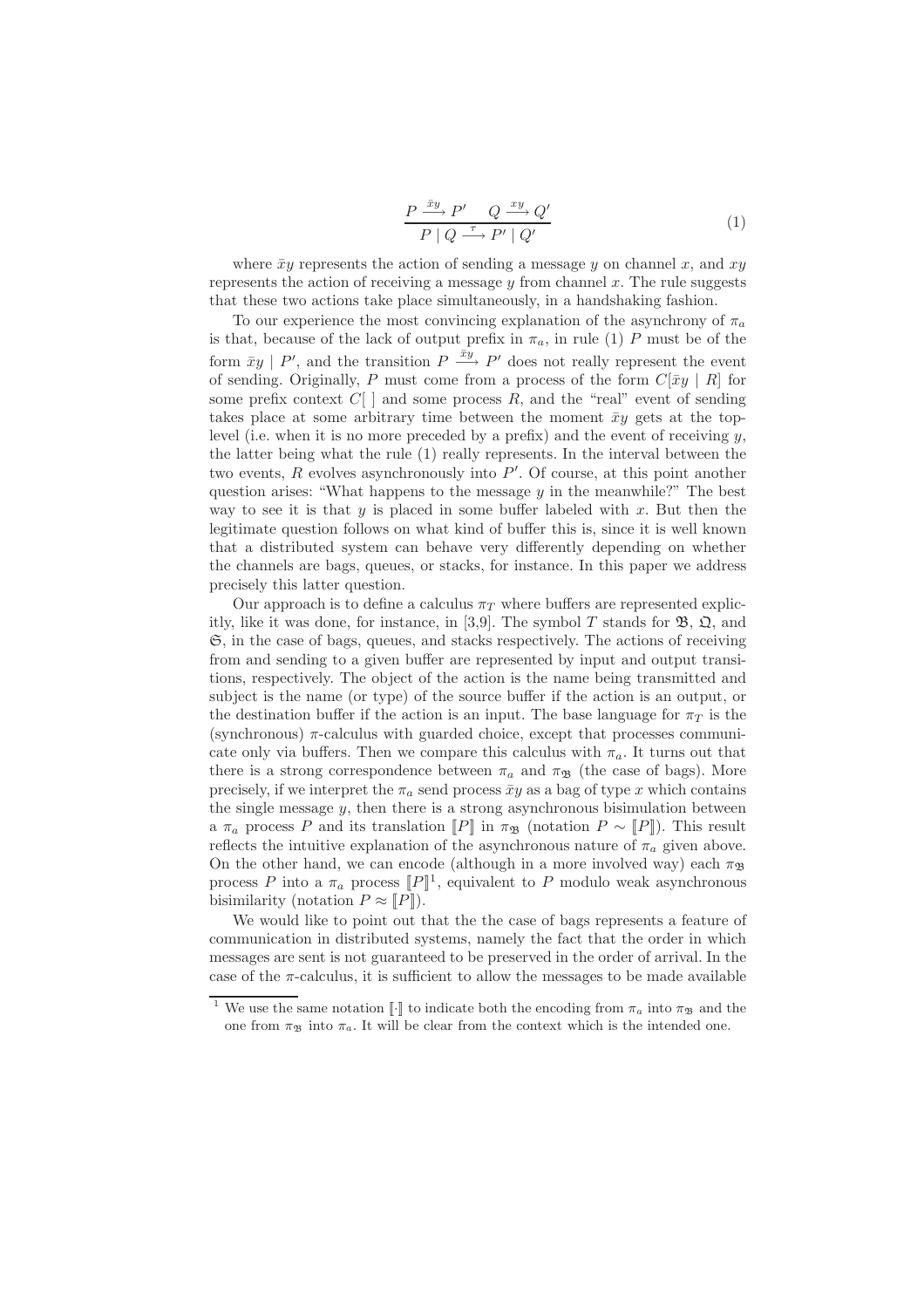$$\frac{P \xrightarrow{\bar{x}y} P' \quad Q \xrightarrow{xy} Q'}{P \mid Q \xrightarrow{\tau} P' \mid Q'} \tag{1}$$

where $\bar{x}y$ represents the action of sending a message $y$ on channel $x$, and $xy$ represents the action of receiving a message $y$ from channel $x$. The rule suggests that these two actions take place simultaneously, in a handshaking fashion.

To our experience the most convincing explanation of the asynchrony of $\pi_a$ is that, because of the lack of output prefix in $\pi_a$, in rule (1) $P$ must be of the form $\bar{x}y \mid P'$, and the transition $P \xrightarrow{\bar{x}y} P'$ does not really represent the event of sending. Originally, $P$ must come from a process of the form $C[\bar{x}y \mid R]$ for some prefix context $C[\;]$ and some process $R$, and the "real" event of sending takes place at some arbitrary time between the moment $\bar{x}y$ gets at the top-level (i.e. when it is no more preceded by a prefix) and the event of receiving $y$, the latter being what the rule (1) really represents. In the interval between the two events, $R$ evolves asynchronously into $P'$. Of course, at this point another question arises: "What happens to the message $y$ in the meanwhile?" The best way to see it is that $y$ is placed in some buffer labeled with $x$. But then the legitimate question follows on what kind of buffer this is, since it is well known that a distributed system can behave very differently depending on whether the channels are bags, queues, or stacks, for instance. In this paper we address precisely this latter question.

Our approach is to define a calculus $\pi_T$ where buffers are represented explicitly, like it was done, for instance, in [3,9]. The symbol $T$ stands for $\mathfrak{B}$, $\mathfrak{Q}$, and $\mathfrak{S}$, in the case of bags, queues, and stacks respectively. The actions of receiving from and sending to a given buffer are represented by input and output transitions, respectively. The object of the action is the name being transmitted and subject is the name (or type) of the source buffer if the action is an output, or the destination buffer if the action is an input. The base language for $\pi_T$ is the (synchronous) $\pi$-calculus with guarded choice, except that processes communicate only via buffers. Then we compare this calculus with $\pi_a$. It turns out that there is a strong correspondence between $\pi_a$ and $\pi_{\mathfrak{B}}$ (the case of bags). More precisely, if we interpret the $\pi_a$ send process $\bar{x}y$ as a bag of type $x$ which contains the single message $y$, then there is a strong asynchronous bisimulation between a $\pi_a$ process $P$ and its translation $[\![P]\!]$ in $\pi_{\mathfrak{B}}$ (notation $P \sim [\![P]\!]$). This result reflects the intuitive explanation of the asynchronous nature of $\pi_a$ given above. On the other hand, we can encode (although in a more involved way) each $\pi_{\mathfrak{B}}$ process $P$ into a $\pi_a$ process $[\![P]\!]$[1], equivalent to $P$ modulo weak asynchronous bisimilarity (notation $P \approx [\![P]\!]$).

We would like to point out that the the case of bags represents a feature of communication in distributed systems, namely the fact that the order in which messages are sent is not guaranteed to be preserved in the order of arrival. In the case of the $\pi$-calculus, it is sufficient to allow the messages to be made available

[1] We use the same notation $[\![\cdot]\!]$ to indicate both the encoding from $\pi_a$ into $\pi_{\mathfrak{B}}$ and the one from $\pi_{\mathfrak{B}}$ into $\pi_a$. It will be clear from the context which is the intended one.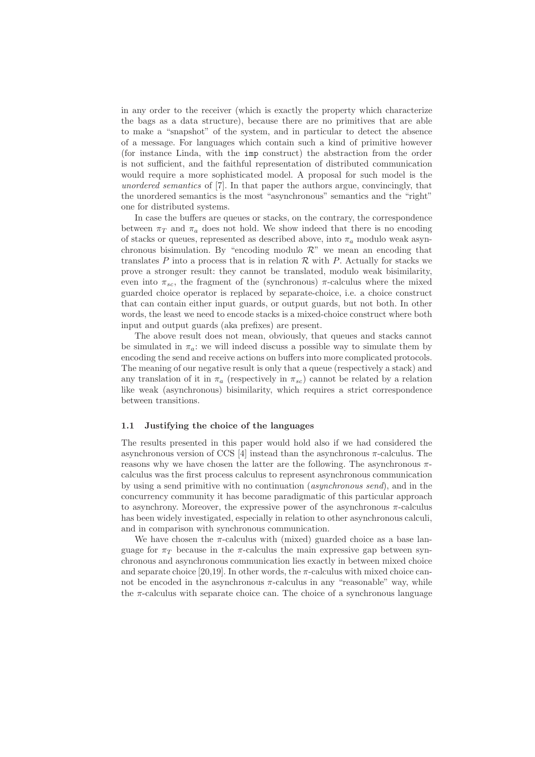in any order to the receiver (which is exactly the property which characterize the bags as a data structure), because there are no primitives that are able to make a "snapshot" of the system, and in particular to detect the absence of a message. For languages which contain such a kind of primitive however (for instance Linda, with the `imp` construct) the abstraction from the order is not sufficient, and the faithful representation of distributed communication would require a more sophisticated model. A proposal for such model is the *unordered semantics* of [7]. In that paper the authors argue, convincingly, that the unordered semantics is the most "asynchronous" semantics and the "right" one for distributed systems.

In case the buffers are queues or stacks, on the contrary, the correspondence between $\pi_T$ and $\pi_a$ does not hold. We show indeed that there is no encoding of stacks or queues, represented as described above, into $\pi_a$ modulo weak asynchronous bisimulation. By "encoding modulo $\mathcal{R}$" we mean an encoding that translates $P$ into a process that is in relation $\mathcal{R}$ with $P$. Actually for stacks we prove a stronger result: they cannot be translated, modulo weak bisimilarity, even into $\pi_{sc}$, the fragment of the (synchronous) $\pi$-calculus where the mixed guarded choice operator is replaced by separate-choice, i.e. a choice construct that can contain either input guards, or output guards, but not both. In other words, the least we need to encode stacks is a mixed-choice construct where both input and output guards (aka prefixes) are present.

The above result does not mean, obviously, that queues and stacks cannot be simulated in $\pi_a$: we will indeed discuss a possible way to simulate them by encoding the send and receive actions on buffers into more complicated protocols. The meaning of our negative result is only that a queue (respectively a stack) and any translation of it in $\pi_a$ (respectively in $\pi_{sc}$) cannot be related by a relation like weak (asynchronous) bisimilarity, which requires a strict correspondence between transitions.

### 1.1 Justifying the choice of the languages

The results presented in this paper would hold also if we had considered the asynchronous version of CCS [4] instead than the asynchronous $\pi$-calculus. The reasons why we have chosen the latter are the following. The asynchronous $\pi$-calculus was the first process calculus to represent asynchronous communication by using a send primitive with no continuation (*asynchronous send*), and in the concurrency community it has become paradigmatic of this particular approach to asynchrony. Moreover, the expressive power of the asynchronous $\pi$-calculus has been widely investigated, especially in relation to other asynchronous calculi, and in comparison with synchronous communication.

We have chosen the $\pi$-calculus with (mixed) guarded choice as a base language for $\pi_T$ because in the $\pi$-calculus the main expressive gap between synchronous and asynchronous communication lies exactly in between mixed choice and separate choice [20,19]. In other words, the $\pi$-calculus with mixed choice cannot be encoded in the asynchronous $\pi$-calculus in any "reasonable" way, while the $\pi$-calculus with separate choice can. The choice of a synchronous language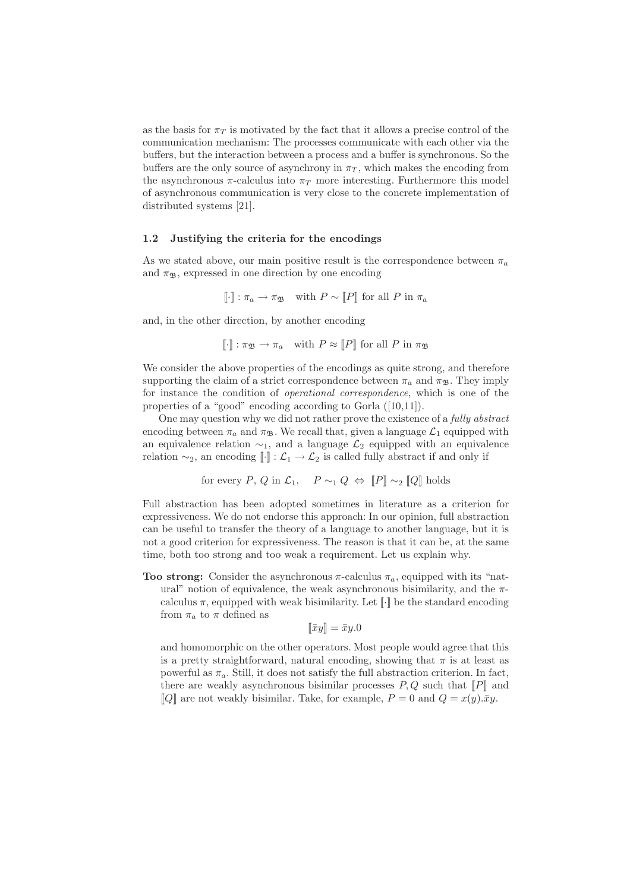as the basis for $\pi_T$ is motivated by the fact that it allows a precise control of the communication mechanism: The processes communicate with each other via the buffers, but the interaction between a process and a buffer is synchronous. So the buffers are the only source of asynchrony in $\pi_T$, which makes the encoding from the asynchronous $\pi$-calculus into $\pi_T$ more interesting. Furthermore this model of asynchronous communication is very close to the concrete implementation of distributed systems [21].

### 1.2 Justifying the criteria for the encodings

As we stated above, our main positive result is the correspondence between $\pi_a$ and $\pi_{\mathfrak{B}}$, expressed in one direction by one encoding

$$[\![\cdot]\!] : \pi_a \rightarrow \pi_{\mathfrak{B}} \quad \text{with } P \sim [\![P]\!] \text{ for all } P \text{ in } \pi_a$$

and, in the other direction, by another encoding

$$[\![\cdot]\!] : \pi_{\mathfrak{B}} \rightarrow \pi_a \quad \text{with } P \approx [\![P]\!] \text{ for all } P \text{ in } \pi_{\mathfrak{B}}$$

We consider the above properties of the encodings as quite strong, and therefore supporting the claim of a strict correspondence between $\pi_a$ and $\pi_{\mathfrak{B}}$. They imply for instance the condition of *operational correspondence*, which is one of the properties of a "good" encoding according to Gorla ([10,11]).

One may question why we did not rather prove the existence of a *fully abstract* encoding between $\pi_a$ and $\pi_{\mathfrak{B}}$. We recall that, given a language $\mathcal{L}_1$ equipped with an equivalence relation $\sim_1$, and a language $\mathcal{L}_2$ equipped with an equivalence relation $\sim_2$, an encoding $[\![\cdot]\!] : \mathcal{L}_1 \rightarrow \mathcal{L}_2$ is called fully abstract if and only if

$$\text{for every } P,\, Q \text{ in } \mathcal{L}_1, \quad P \sim_1 Q \;\Leftrightarrow\; [\![P]\!] \sim_2 [\![Q]\!] \text{ holds}$$

Full abstraction has been adopted sometimes in literature as a criterion for expressiveness. We do not endorse this approach: In our opinion, full abstraction can be useful to transfer the theory of a language to another language, but it is not a good criterion for expressiveness. The reason is that it can be, at the same time, both too strong and too weak a requirement. Let us explain why.

**Too strong:** Consider the asynchronous $\pi$-calculus $\pi_a$, equipped with its "natural" notion of equivalence, the weak asynchronous bisimilarity, and the $\pi$-calculus $\pi$, equipped with weak bisimilarity. Let $[\![\cdot]\!]$ be the standard encoding from $\pi_a$ to $\pi$ defined as

$$[\![\bar{x}y]\!] = \bar{x}y.0$$

and homomorphic on the other operators. Most people would agree that this is a pretty straightforward, natural encoding, showing that $\pi$ is at least as powerful as $\pi_a$. Still, it does not satisfy the full abstraction criterion. In fact, there are weakly asynchronous bisimilar processes $P, Q$ such that $[\![P]\!]$ and $[\![Q]\!]$ are not weakly bisimilar. Take, for example, $P = 0$ and $Q = x(y).\bar{x}y$.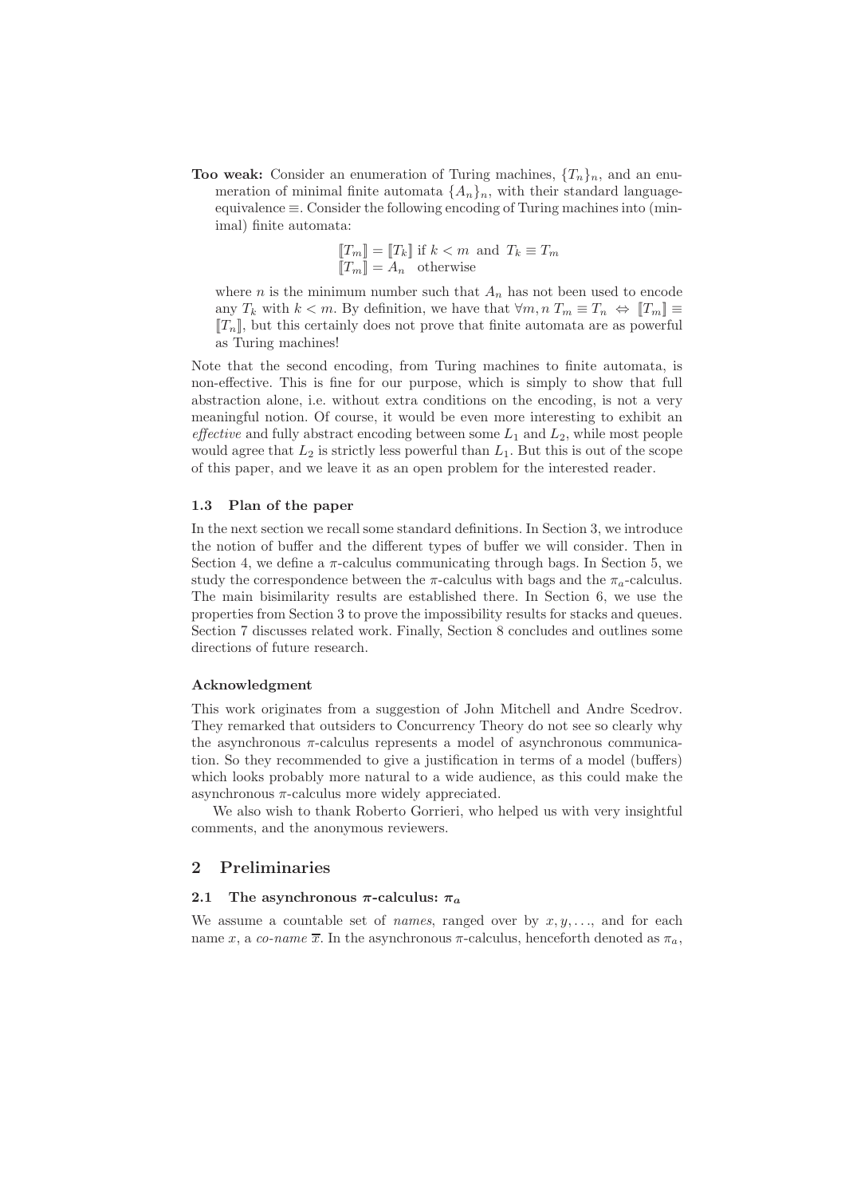**Too weak:** Consider an enumeration of Turing machines, $\{T_n\}_n$, and an enumeration of minimal finite automata $\{A_n\}_n$, with their standard language-equivalence $\equiv$. Consider the following encoding of Turing machines into (minimal) finite automata:

$$\begin{array}{l} [\![T_m]\!] = [\![T_k]\!] \text{ if } k < m \text{ and } T_k \equiv T_m \\ [\![T_m]\!] = A_n \quad \text{otherwise} \end{array}$$

where $n$ is the minimum number such that $A_n$ has not been used to encode any $T_k$ with $k < m$. By definition, we have that $\forall m, n\ T_m \equiv T_n \Leftrightarrow [\![T_m]\!] \equiv [\![T_n]\!]$, but this certainly does not prove that finite automata are as powerful as Turing machines!

Note that the second encoding, from Turing machines to finite automata, is non-effective. This is fine for our purpose, which is simply to show that full abstraction alone, i.e. without extra conditions on the encoding, is not a very meaningful notion. Of course, it would be even more interesting to exhibit an *effective* and fully abstract encoding between some $L_1$ and $L_2$, while most people would agree that $L_2$ is strictly less powerful than $L_1$. But this is out of the scope of this paper, and we leave it as an open problem for the interested reader.

### 1.3 Plan of the paper

In the next section we recall some standard definitions. In Section 3, we introduce the notion of buffer and the different types of buffer we will consider. Then in Section 4, we define a $\pi$-calculus communicating through bags. In Section 5, we study the correspondence between the $\pi$-calculus with bags and the $\pi_a$-calculus. The main bisimilarity results are established there. In Section 6, we use the properties from Section 3 to prove the impossibility results for stacks and queues. Section 7 discusses related work. Finally, Section 8 concludes and outlines some directions of future research.

### Acknowledgment

This work originates from a suggestion of John Mitchell and Andre Scedrov. They remarked that outsiders to Concurrency Theory do not see so clearly why the asynchronous $\pi$-calculus represents a model of asynchronous communication. So they recommended to give a justification in terms of a model (buffers) which looks probably more natural to a wide audience, as this could make the asynchronous $\pi$-calculus more widely appreciated.

We also wish to thank Roberto Gorrieri, who helped us with very insightful comments, and the anonymous reviewers.

## 2 Preliminaries

### 2.1 The asynchronous $\pi$-calculus: $\pi_a$

We assume a countable set of *names*, ranged over by $x, y, \ldots$, and for each name $x$, a *co-name* $\overline{x}$. In the asynchronous $\pi$-calculus, henceforth denoted as $\pi_a$,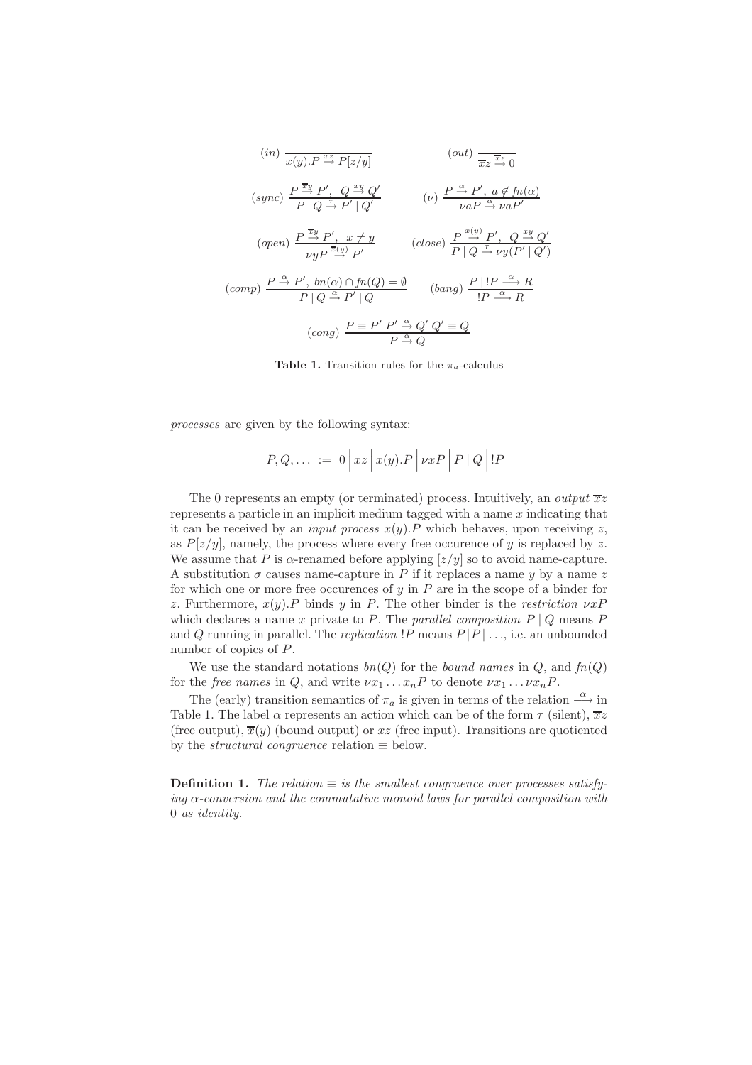$$(in)\ \frac{}{x(y).P \xrightarrow{xz} P[z/y]} \qquad (out)\ \frac{}{\overline{x}z \xrightarrow{\overline{x}z} 0}$$

$$(sync)\ \frac{P \xrightarrow{\overline{x}y} P',\ \ Q \xrightarrow{xy} Q'}{P \mid Q \xrightarrow{\tau} P' \mid Q'} \qquad (\nu)\ \frac{P \xrightarrow{\alpha} P',\ a \notin fn(\alpha)}{\nu a P \xrightarrow{\alpha} \nu a P'}$$

$$(open)\ \frac{P \xrightarrow{\overline{x}y} P',\ \ x \neq y}{\nu y P \xrightarrow{\overline{x}(y)} P'} \qquad (close)\ \frac{P \xrightarrow{\overline{x}(y)} P',\ \ Q \xrightarrow{xy} Q'}{P \mid Q \xrightarrow{\tau} \nu y(P' \mid Q')}$$

$$(comp)\ \frac{P \xrightarrow{\alpha} P',\ bn(\alpha) \cap fn(Q) = \emptyset}{P \mid Q \xrightarrow{\alpha} P' \mid Q} \qquad (bang)\ \frac{P \mid !P \xrightarrow{\alpha} R}{!P \xrightarrow{\alpha} R}$$

$$(cong)\ \frac{P \equiv P'\ P' \xrightarrow{\alpha} Q'\ Q' \equiv Q}{P \xrightarrow{\alpha} Q}$$

**Table 1.** Transition rules for the $\pi_a$-calculus

*processes* are given by the following syntax:

$$P, Q, \ldots \ := \ 0 \,\Big|\, \overline{x}z \,\Big|\, x(y).P \,\Big|\, \nu x P \,\Big|\, P \mid Q \,\Big|\, !P$$

The 0 represents an empty (or terminated) process. Intuitively, an *output* $\overline{x}z$ represents a particle in an implicit medium tagged with a name $x$ indicating that it can be received by an *input process* $x(y).P$ which behaves, upon receiving $z$, as $P[z/y]$, namely, the process where every free occurence of $y$ is replaced by $z$. We assume that $P$ is $\alpha$-renamed before applying $[z/y]$ so to avoid name-capture. A substitution $\sigma$ causes name-capture in $P$ if it replaces a name $y$ by a name $z$ for which one or more free occurences of $y$ in $P$ are in the scope of a binder for $z$. Furthermore, $x(y).P$ binds $y$ in $P$. The other binder is the *restriction* $\nu x P$ which declares a name $x$ private to $P$. The *parallel composition* $P \mid Q$ means $P$ and $Q$ running in parallel. The *replication* $!P$ means $P \,|\, P \,|\, \ldots$, i.e. an unbounded number of copies of $P$.

We use the standard notations $bn(Q)$ for the *bound names* in $Q$, and $fn(Q)$ for the *free names* in $Q$, and write $\nu x_1 \ldots x_n P$ to denote $\nu x_1 \ldots \nu x_n P$.

The (early) transition semantics of $\pi_a$ is given in terms of the relation $\xrightarrow{\alpha}$ in Table 1. The label $\alpha$ represents an action which can be of the form $\tau$ (silent), $\overline{x}z$ (free output), $\overline{x}(y)$ (bound output) or $xz$ (free input). Transitions are quotiented by the *structural congruence* relation $\equiv$ below.

**Definition 1.** *The relation $\equiv$ is the smallest congruence over processes satisfying $\alpha$-conversion and the commutative monoid laws for parallel composition with 0 as identity.*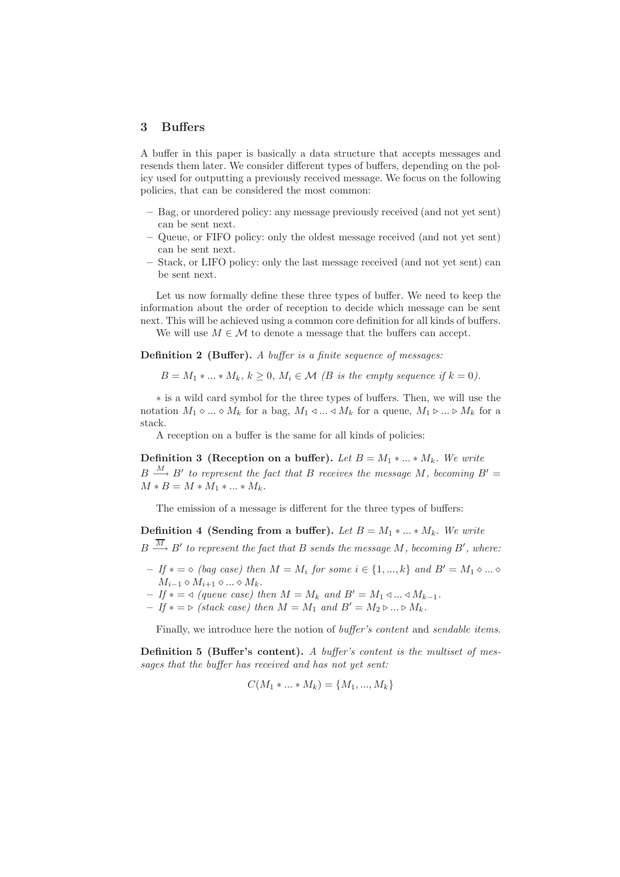## 3 Buffers

A buffer in this paper is basically a data structure that accepts messages and resends them later. We consider different types of buffers, depending on the policy used for outputting a previously received message. We focus on the following policies, that can be considered the most common:

- Bag, or unordered policy: any message previously received (and not yet sent) can be sent next.
- Queue, or FIFO policy: only the oldest message received (and not yet sent) can be sent next.
- Stack, or LIFO policy: only the last message received (and not yet sent) can be sent next.

Let us now formally define these three types of buffer. We need to keep the information about the order of reception to decide which message can be sent next. This will be achieved using a common core definition for all kinds of buffers.

We will use $M \in \mathcal{M}$ to denote a message that the buffers can accept.

**Definition 2 (Buffer).** *A buffer is a finite sequence of messages:*

$$B = M_1 * ... * M_k,\ k \geq 0,\ M_i \in \mathcal{M} \text{ (} B \text{ is the empty sequence if } k = 0\text{).}$$

$*$ is a wild card symbol for the three types of buffers. Then, we will use the notation $M_1 \diamond ... \diamond M_k$ for a bag, $M_1 \lhd ... \lhd M_k$ for a queue, $M_1 \rhd ... \rhd M_k$ for a stack.

A reception on a buffer is the same for all kinds of policies:

**Definition 3 (Reception on a buffer).** *Let $B = M_1 * ... * M_k$. We write $B \xrightarrow{M} B'$ to represent the fact that $B$ receives the message $M$, becoming $B' = M * B = M * M_1 * ... * M_k$.*

The emission of a message is different for the three types of buffers:

**Definition 4 (Sending from a buffer).** *Let $B = M_1 * ... * M_k$. We write $B \xrightarrow{\overline{M}} B'$ to represent the fact that $B$ sends the message $M$, becoming $B'$, where:*

- *If $* = \diamond$ (bag case) then $M = M_i$ for some $i \in \{1, ..., k\}$ and $B' = M_1 \diamond ... \diamond M_{i-1} \diamond M_{i+1} \diamond ... \diamond M_k$.*
- *If $* = \lhd$ (queue case) then $M = M_k$ and $B' = M_1 \lhd ... \lhd M_{k-1}$.*
- *If $* = \rhd$ (stack case) then $M = M_1$ and $B' = M_2 \rhd ... \rhd M_k$.*

Finally, we introduce here the notion of *buffer's content* and *sendable items*.

**Definition 5 (Buffer's content).** *A buffer's content is the multiset of messages that the buffer has received and has not yet sent:*

$$C(M_1 * ... * M_k) = \{M_1, ..., M_k\}$$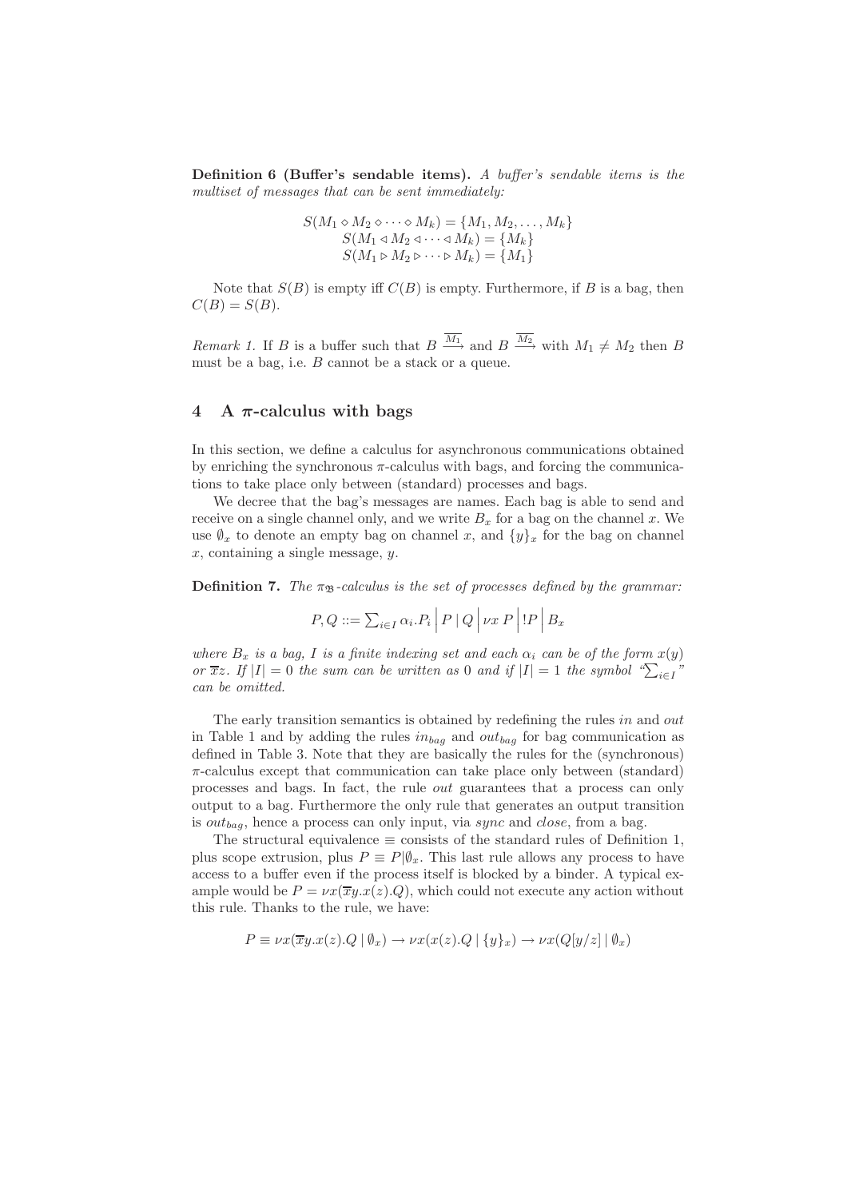**Definition 6 (Buffer's sendable items).** *A buffer's sendable items is the multiset of messages that can be sent immediately:*

$$S(M_1 \diamond M_2 \diamond \cdots \diamond M_k) = \{M_1, M_2, \ldots, M_k\}$$
$$S(M_1 \lhd M_2 \lhd \cdots \lhd M_k) = \{M_k\}$$
$$S(M_1 \rhd M_2 \rhd \cdots \rhd M_k) = \{M_1\}$$

Note that $S(B)$ is empty iff $C(B)$ is empty. Furthermore, if $B$ is a bag, then $C(B) = S(B)$.

*Remark 1.* If $B$ is a buffer such that $B \xrightarrow{\overline{M_1}}$ and $B \xrightarrow{\overline{M_2}}$ with $M_1 \neq M_2$ then $B$ must be a bag, i.e. $B$ cannot be a stack or a queue.

## 4 A $\pi$-calculus with bags

In this section, we define a calculus for asynchronous communications obtained by enriching the synchronous $\pi$-calculus with bags, and forcing the communications to take place only between (standard) processes and bags.

We decree that the bag's messages are names. Each bag is able to send and receive on a single channel only, and we write $B_x$ for a bag on the channel $x$. We use $\emptyset_x$ to denote an empty bag on channel $x$, and $\{y\}_x$ for the bag on channel $x$, containing a single message, $y$.

**Definition 7.** *The $\pi_{\mathfrak{B}}$-calculus is the set of processes defined by the grammar:*

$$P, Q ::= \sum_{i\in I} \alpha_i.P_i \;\Big|\; P \mid Q \;\Big|\; \nu x\, P \;\Big|\; !P \;\Big|\; B_x$$

*where $B_x$ is a bag, $I$ is a finite indexing set and each $\alpha_i$ can be of the form $x(y)$ or $\overline{x}z$. If $|I| = 0$ the sum can be written as $0$ and if $|I| = 1$ the symbol "$\sum_{i\in I}$" can be omitted.*

The early transition semantics is obtained by redefining the rules *in* and *out* in Table 1 and by adding the rules $in_{bag}$ and $out_{bag}$ for bag communication as defined in Table 3. Note that they are basically the rules for the (synchronous) $\pi$-calculus except that communication can take place only between (standard) processes and bags. In fact, the rule *out* guarantees that a process can only output to a bag. Furthermore the only rule that generates an output transition is $out_{bag}$, hence a process can only input, via *sync* and *close*, from a bag.

The structural equivalence $\equiv$ consists of the standard rules of Definition 1, plus scope extrusion, plus $P \equiv P|\emptyset_x$. This last rule allows any process to have access to a buffer even if the process itself is blocked by a binder. A typical example would be $P = \nu x(\overline{x}y.x(z).Q)$, which could not execute any action without this rule. Thanks to the rule, we have:

$$P \equiv \nu x(\overline{x}y.x(z).Q \mid \emptyset_x) \rightarrow \nu x(x(z).Q \mid \{y\}_x) \rightarrow \nu x(Q[y/z] \mid \emptyset_x)$$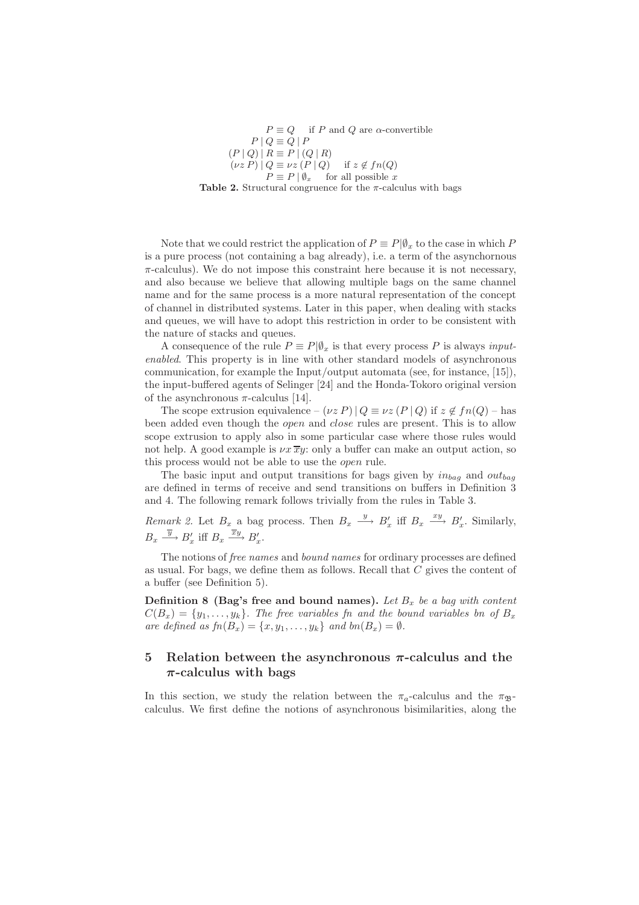$$
\begin{array}{rl}
P \equiv Q & \text{if } P \text{ and } Q \text{ are } \alpha\text{-convertible} \\
P \mid Q \equiv Q \mid P & \\
(P \mid Q) \mid R \equiv P \mid (Q \mid R) & \\
(\nu z\, P) \mid Q \equiv \nu z\, (P \mid Q) & \text{if } z \notin fn(Q) \\
P \equiv P \mid \emptyset_x & \text{for all possible } x
\end{array}
$$

**Table 2.** Structural congruence for the $\pi$-calculus with bags

Note that we could restrict the application of $P \equiv P|\emptyset_x$ to the case in which $P$ is a pure process (not containing a bag already), i.e. a term of the asynchronous $\pi$-calculus). We do not impose this constraint here because it is not necessary, and also because we believe that allowing multiple bags on the same channel name and for the same process is a more natural representation of the concept of channel in distributed systems. Later in this paper, when dealing with stacks and queues, we will have to adopt this restriction in order to be consistent with the nature of stacks and queues.

A consequence of the rule $P \equiv P|\emptyset_x$ is that every process $P$ is always *input-enabled*. This property is in line with other standard models of asynchronous communication, for example the Input/output automata (see, for instance, [15]), the input-buffered agents of Selinger [24] and the Honda-Tokoro original version of the asynchronous $\pi$-calculus [14].

The scope extrusion equivalence – $(\nu z\, P) \mid Q \equiv \nu z\, (P \mid Q)$ if $z \notin fn(Q)$ – has been added even though the *open* and *close* rules are present. This is to allow scope extrusion to apply also in some particular case where those rules would not help. A good example is $\nu x\, \overline{x}y$: only a buffer can make an output action, so this process would not be able to use the *open* rule.

The basic input and output transitions for bags given by $in_{bag}$ and $out_{bag}$ are defined in terms of receive and send transitions on buffers in Definition 3 and 4. The following remark follows trivially from the rules in Table 3.

*Remark 2.* Let $B_x$ a bag process. Then $B_x \xrightarrow{y} B'_x$ iff $B_x \xrightarrow{xy} B'_x$. Similarly, $B_x \xrightarrow{\overline{y}} B'_x$ iff $B_x \xrightarrow{\overline{x}y} B'_x$.

The notions of *free names* and *bound names* for ordinary processes are defined as usual. For bags, we define them as follows. Recall that $C$ gives the content of a buffer (see Definition 5).

**Definition 8 (Bag's free and bound names).** *Let $B_x$ be a bag with content $C(B_x) = \{y_1, \ldots, y_k\}$. The free variables fn and the bound variables bn of $B_x$ are defined as $fn(B_x) = \{x, y_1, \ldots, y_k\}$ and $bn(B_x) = \emptyset$.*

## 5 Relation between the asynchronous $\pi$-calculus and the $\pi$-calculus with bags

In this section, we study the relation between the $\pi_a$-calculus and the $\pi_{\mathfrak{B}}$-calculus. We first define the notions of asynchronous bisimilarities, along the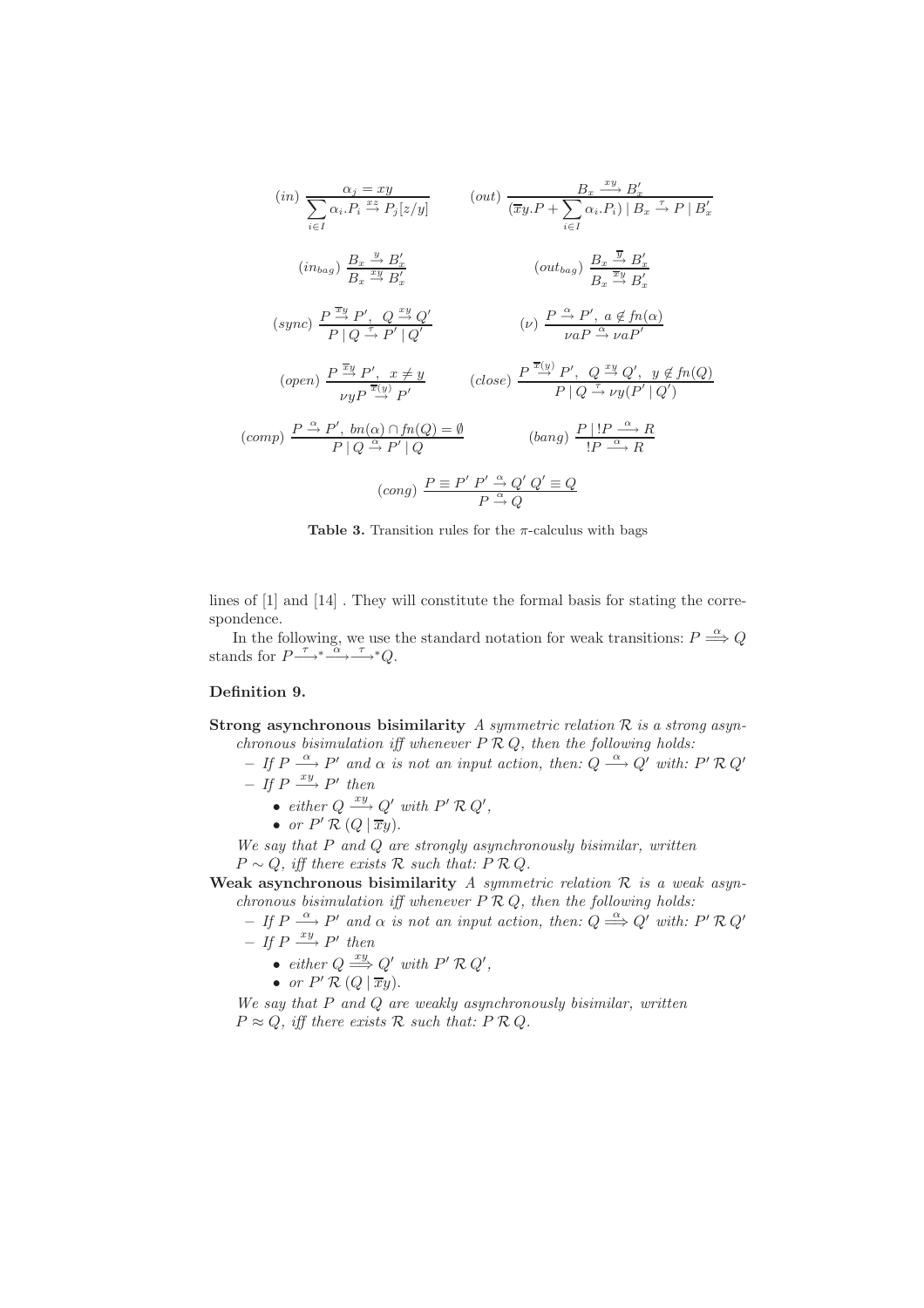$$(in)\ \frac{\alpha_j = xy}{\sum_{i\in I} \alpha_i.P_i \stackrel{xz}{\rightarrow} P_j[z/y]} \qquad (out)\ \frac{B_x \stackrel{xy}{\longrightarrow} B_x'}{(\overline{x}y.P + \sum_{i\in I} \alpha_i.P_i) \mid B_x \stackrel{\tau}{\rightarrow} P \mid B_x'}$$

$$(in_{bag})\ \frac{B_x \stackrel{y}{\rightarrow} B_x'}{B_x \stackrel{xy}{\rightarrow} B_x'} \qquad (out_{bag})\ \frac{B_x \stackrel{\overline{y}}{\rightarrow} B_x'}{B_x \stackrel{\overline{x}y}{\rightarrow} B_x'}$$

$$(sync)\ \frac{P \stackrel{\overline{x}y}{\rightarrow} P',\ Q \stackrel{xy}{\rightarrow} Q'}{P \mid Q \stackrel{\tau}{\rightarrow} P' \mid Q'} \qquad (\nu)\ \frac{P \stackrel{\alpha}{\rightarrow} P',\ a \notin fn(\alpha)}{\nu a P \stackrel{\alpha}{\rightarrow} \nu a P'}$$

$$(open)\ \frac{P \stackrel{\overline{x}y}{\rightarrow} P',\ x \neq y}{\nu y P \stackrel{\overline{x}(y)}{\rightarrow} P'} \qquad (close)\ \frac{P \stackrel{\overline{x}(y)}{\rightarrow} P',\ Q \stackrel{xy}{\rightarrow} Q',\ y \notin fn(Q)}{P \mid Q \stackrel{\tau}{\rightarrow} \nu y (P' \mid Q')}$$

$$(comp)\ \frac{P \stackrel{\alpha}{\rightarrow} P',\ bn(\alpha) \cap fn(Q) = \emptyset}{P \mid Q \stackrel{\alpha}{\rightarrow} P' \mid Q} \qquad (bang)\ \frac{P \mid !P \stackrel{\alpha}{\longrightarrow} R}{!P \stackrel{\alpha}{\longrightarrow} R}$$

$$(cong)\ \frac{P \equiv P'\ P' \stackrel{\alpha}{\rightarrow} Q'\ Q' \equiv Q}{P \stackrel{\alpha}{\rightarrow} Q}$$

**Table 3.** Transition rules for the $\pi$-calculus with bags

lines of [1] and [14] . They will constitute the formal basis for stating the correspondence.

In the following, we use the standard notation for weak transitions: $P \stackrel{\alpha}{\Longrightarrow} Q$ stands for $P \stackrel{\tau}{\longrightarrow}^* \stackrel{\alpha}{\longrightarrow} \stackrel{\tau}{\longrightarrow}^* Q$.

**Definition 9.**

**Strong asynchronous bisimilarity** *A symmetric relation $\mathcal{R}$ is a strong asynchronous bisimulation iff whenever $P\,\mathcal{R}\,Q$, then the following holds:*

- *If $P \stackrel{\alpha}{\longrightarrow} P'$ and $\alpha$ is not an input action, then: $Q \stackrel{\alpha}{\longrightarrow} Q'$ with: $P'\,\mathcal{R}\,Q'$*
- *If $P \stackrel{xy}{\longrightarrow} P'$ then*
  - *either $Q \stackrel{xy}{\longrightarrow} Q'$ with $P'\,\mathcal{R}\,Q'$,*
  - *or $P'\,\mathcal{R}\,(Q \mid \overline{x}y)$.*

*We say that $P$ and $Q$ are strongly asynchronously bisimilar, written $P \sim Q$, iff there exists $\mathcal{R}$ such that: $P\,\mathcal{R}\,Q$.*

**Weak asynchronous bisimilarity** *A symmetric relation $\mathcal{R}$ is a weak asynchronous bisimulation iff whenever $P\,\mathcal{R}\,Q$, then the following holds:*

- *If $P \stackrel{\alpha}{\longrightarrow} P'$ and $\alpha$ is not an input action, then: $Q \stackrel{\alpha}{\Longrightarrow} Q'$ with: $P'\,\mathcal{R}\,Q'$*
- *If $P \stackrel{xy}{\longrightarrow} P'$ then*
  - *either $Q \stackrel{xy}{\Longrightarrow} Q'$ with $P'\,\mathcal{R}\,Q'$,*
  - *or $P'\,\mathcal{R}\,(Q \mid \overline{x}y)$.*

*We say that $P$ and $Q$ are weakly asynchronously bisimilar, written $P \approx Q$, iff there exists $\mathcal{R}$ such that: $P\,\mathcal{R}\,Q$.*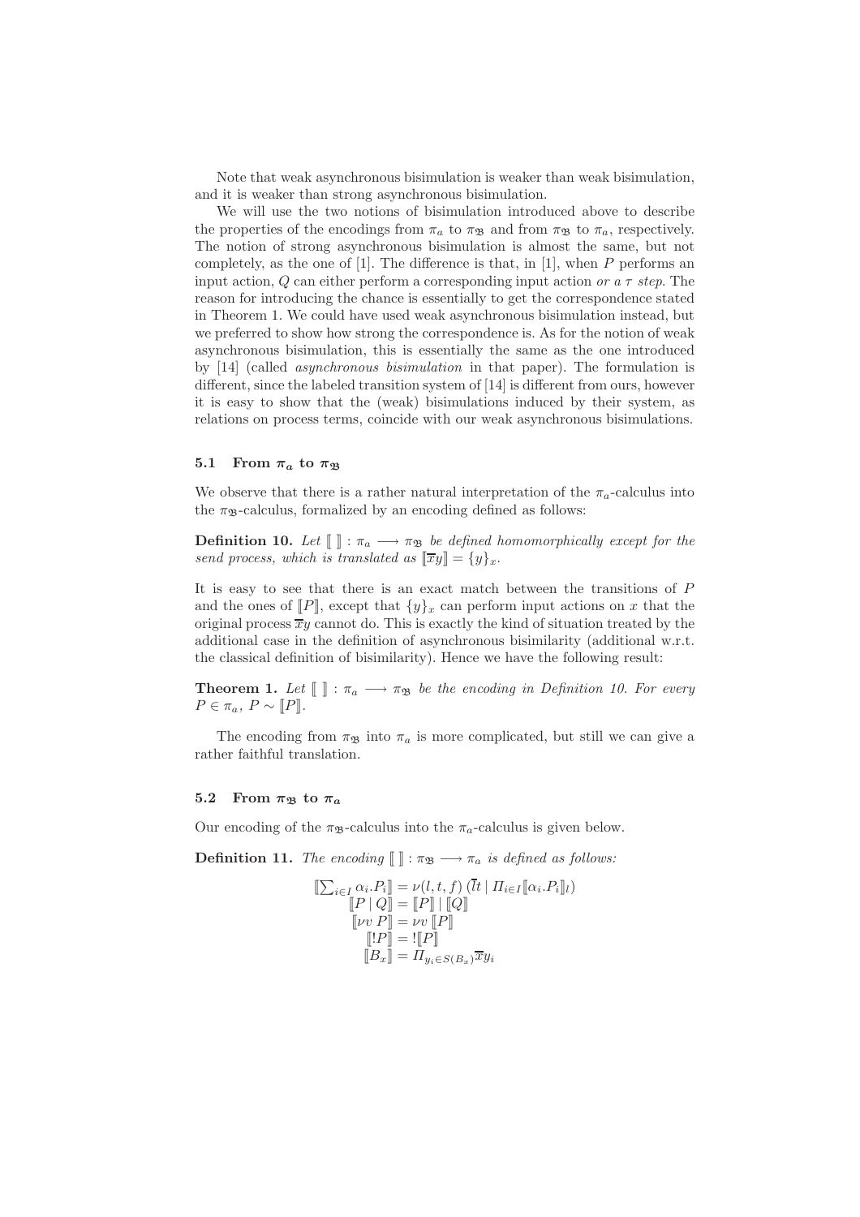Note that weak asynchronous bisimulation is weaker than weak bisimulation, and it is weaker than strong asynchronous bisimulation.

We will use the two notions of bisimulation introduced above to describe the properties of the encodings from $\pi_a$ to $\pi_{\mathfrak{B}}$ and from $\pi_{\mathfrak{B}}$ to $\pi_a$, respectively. The notion of strong asynchronous bisimulation is almost the same, but not completely, as the one of [1]. The difference is that, in [1], when $P$ performs an input action, $Q$ can either perform a corresponding input action *or a $\tau$ step*. The reason for introducing the chance is essentially to get the correspondence stated in Theorem 1. We could have used weak asynchronous bisimulation instead, but we preferred to show how strong the correspondence is. As for the notion of weak asynchronous bisimulation, this is essentially the same as the one introduced by [14] (called *asynchronous bisimulation* in that paper). The formulation is different, since the labeled transition system of [14] is different from ours, however it is easy to show that the (weak) bisimulations induced by their system, as relations on process terms, coincide with our weak asynchronous bisimulations.

### 5.1 From $\pi_a$ to $\pi_{\mathfrak{B}}$

We observe that there is a rather natural interpretation of the $\pi_a$-calculus into the $\pi_{\mathfrak{B}}$-calculus, formalized by an encoding defined as follows:

**Definition 10.** *Let $[\![\ ]\!] : \pi_a \longrightarrow \pi_{\mathfrak{B}}$ be defined homomorphically except for the send process, which is translated as $[\![\overline{x}y]\!] = \{y\}_x$.*

It is easy to see that there is an exact match between the transitions of $P$ and the ones of $[\![P]\!]$, except that $\{y\}_x$ can perform input actions on $x$ that the original process $\overline{x}y$ cannot do. This is exactly the kind of situation treated by the additional case in the definition of asynchronous bisimilarity (additional w.r.t. the classical definition of bisimilarity). Hence we have the following result:

**Theorem 1.** *Let $[\![\ ]\!] : \pi_a \longrightarrow \pi_{\mathfrak{B}}$ be the encoding in Definition 10. For every $P \in \pi_a$, $P \sim [\![P]\!]$.*

The encoding from $\pi_{\mathfrak{B}}$ into $\pi_a$ is more complicated, but still we can give a rather faithful translation.

### 5.2 From $\pi_{\mathfrak{B}}$ to $\pi_a$

Our encoding of the $\pi_{\mathfrak{B}}$-calculus into the $\pi_a$-calculus is given below.

**Definition 11.** *The encoding $[\![\ ]\!] : \pi_{\mathfrak{B}} \longrightarrow \pi_a$ is defined as follows:*

$$
\begin{aligned}
[\![\textstyle\sum_{i\in I} \alpha_i.P_i]\!] &= \nu(l,t,f)\,(\overline{l}t \mid \Pi_{i\in I}[\![\alpha_i.P_i]\!]_l) \\
[\![P \mid Q]\!] &= [\![P]\!] \mid [\![Q]\!] \\
[\![\nu v\, P]\!] &= \nu v\, [\![P]\!] \\
[\![!P]\!] &= ![\![P]\!] \\
[\![B_x]\!] &= \Pi_{y_i \in S(B_x)} \overline{x} y_i
\end{aligned}
$$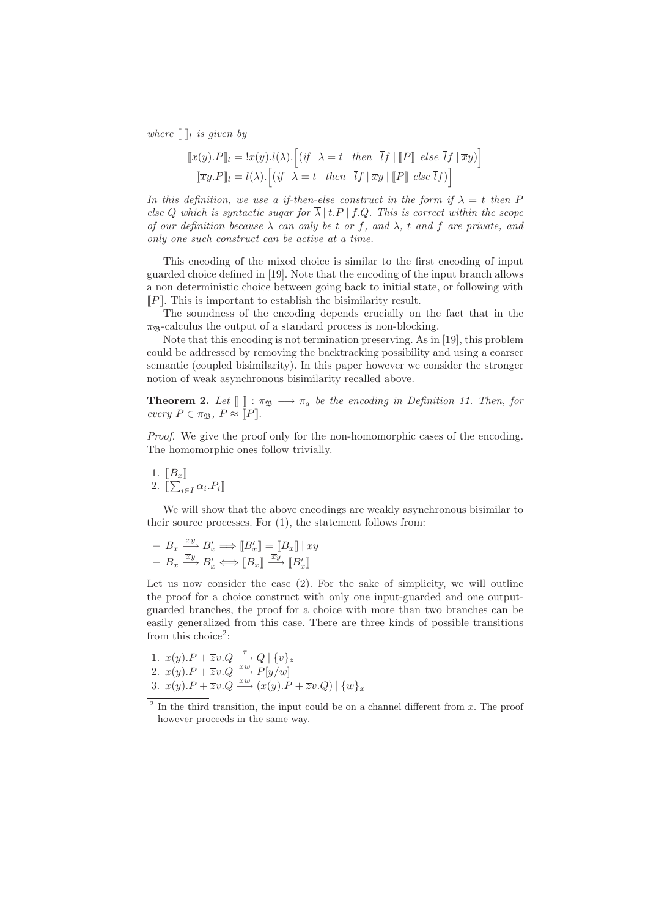*where* $[\![\ ]\!]_l$ *is given by*

$$[\![x(y).P]\!]_l = !x(y).l(\lambda).\Big[(\mathit{if}\ \ \lambda = t\ \ \ \mathit{then}\ \ \overline{l}f \mid [\![P]\!]\ \mathit{else}\ \overline{l}f \mid \overline{x}y)\Big]$$
$$[\![\overline{x}y.P]\!]_l = l(\lambda).\Big[(\mathit{if}\ \ \lambda = t\ \ \ \mathit{then}\ \ \overline{l}f \mid \overline{x}y \mid [\![P]\!]\ \mathit{else}\ \overline{l}f)\Big]$$

*In this definition, we use a if-then-else construct in the form if* $\lambda = t$ *then* $P$ *else* $Q$ *which is syntactic sugar for* $\overline{\lambda} \mid t.P \mid f.Q$*. This is correct within the scope of our definition because* $\lambda$ *can only be* $t$ *or* $f$*, and* $\lambda$*,* $t$ *and* $f$ *are private, and only one such construct can be active at a time.*

This encoding of the mixed choice is similar to the first encoding of input guarded choice defined in [19]. Note that the encoding of the input branch allows a non deterministic choice between going back to initial state, or following with $[\![P]\!]$. This is important to establish the bisimilarity result.

The soundness of the encoding depends crucially on the fact that in the $\pi_{\mathfrak{B}}$-calculus the output of a standard process is non-blocking.

Note that this encoding is not termination preserving. As in [19], this problem could be addressed by removing the backtracking possibility and using a coarser semantic (coupled bisimilarity). In this paper however we consider the stronger notion of weak asynchronous bisimilarity recalled above.

**Theorem 2.** *Let* $[\![\ ]\!] : \pi_{\mathfrak{B}} \longrightarrow \pi_a$ *be the encoding in Definition 11. Then, for every* $P \in \pi_{\mathfrak{B}}$*,* $P \approx [\![P]\!]$*.*

*Proof.* We give the proof only for the non-homomorphic cases of the encoding. The homomorphic ones follow trivially.

1. $[\![B_x]\!]$
2. $[\![\sum_{i \in I} \alpha_i.P_i]\!]$

We will show that the above encodings are weakly asynchronous bisimilar to their source processes. For (1), the statement follows from:

- $B_x \xrightarrow{xy} B'_x \Longrightarrow [\![B'_x]\!] = [\![B_x]\!] \mid \overline{x}y$
- $B_x \xrightarrow{\overline{x}y} B'_x \Longleftrightarrow [\![B_x]\!] \xrightarrow{\overline{x}y} [\![B'_x]\!]$

Let us now consider the case (2). For the sake of simplicity, we will outline the proof for a choice construct with only one input-guarded and one output-guarded branches, the proof for a choice with more than two branches can be easily generalized from this case. There are three kinds of possible transitions from this choice[2]:

1. $x(y).P + \overline{z}v.Q \xrightarrow{\tau} Q \mid \{v\}_z$
2. $x(y).P + \overline{z}v.Q \xrightarrow{xw} P[y/w]$
3. $x(y).P + \overline{z}v.Q \xrightarrow{xw} (x(y).P + \overline{z}v.Q) \mid \{w\}_x$

[2] In the third transition, the input could be on a channel different from $x$. The proof however proceeds in the same way.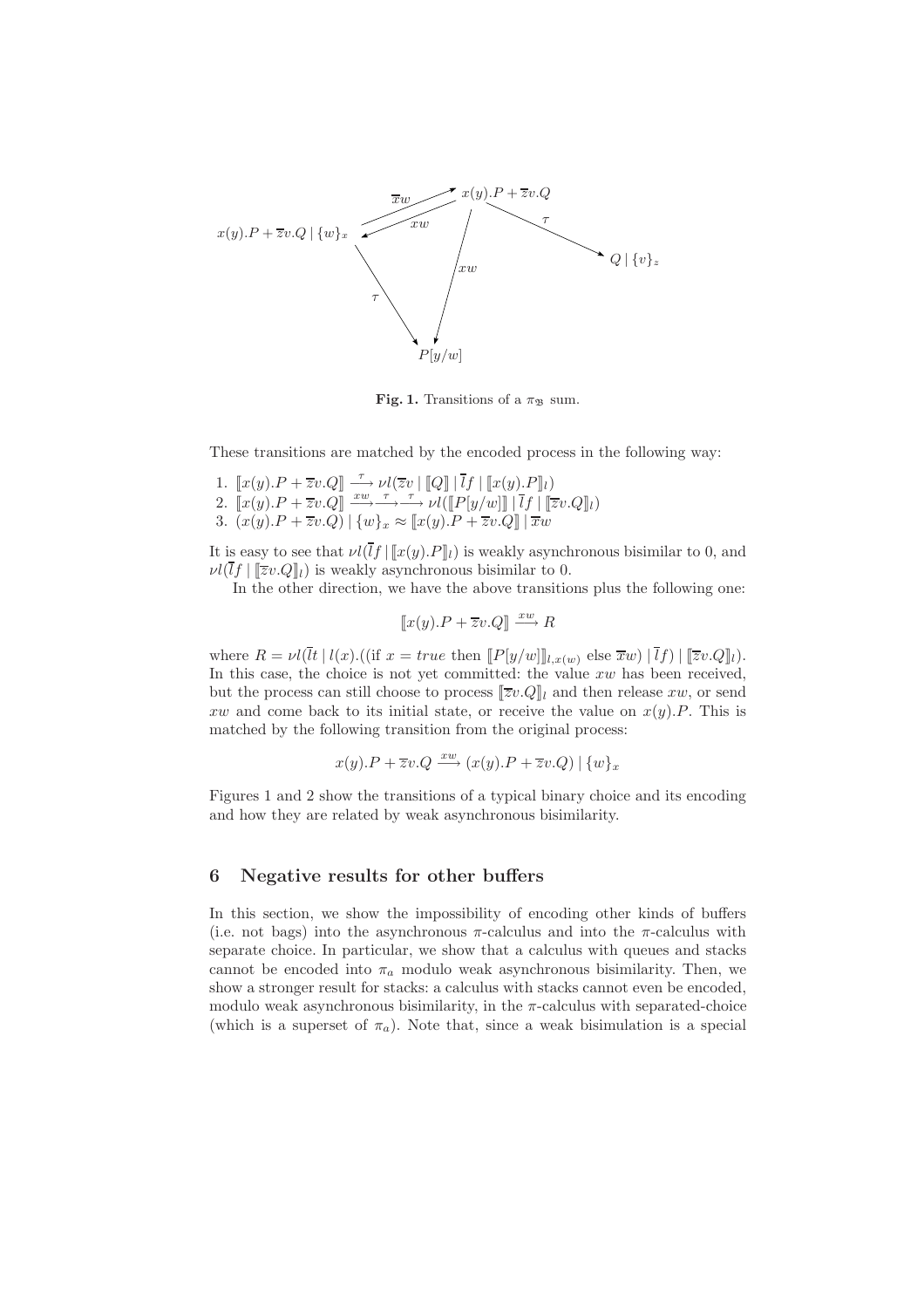**Fig. 1.** Transitions of a $\pi_{\mathfrak{B}}$ sum.

These transitions are matched by the encoded process in the following way:

1. $[\![x(y).P + \overline{z}v.Q]\!] \xrightarrow{\tau} \nu l(\overline{z}v \mid [\![Q]\!] \mid \overline{l}f \mid [\![x(y).P]\!]_l)$
2. $[\![x(y).P + \overline{z}v.Q]\!] \xrightarrow{xw}\xrightarrow{\tau}\xrightarrow{\tau} \nu l([\![P[y/w]]\!] \mid \overline{l}f \mid [\![\overline{z}v.Q]\!]_l)$
3. $(x(y).P + \overline{z}v.Q) \mid \{w\}_x \approx [\![x(y).P + \overline{z}v.Q]\!] \mid \overline{x}w$

It is easy to see that $\nu l(\overline{l}f \mid [\![x(y).P]\!]_l)$ is weakly asynchronous bisimilar to 0, and $\nu l(\overline{l}f \mid [\![\overline{z}v.Q]\!]_l)$ is weakly asynchronous bisimilar to 0.

In the other direction, we have the above transitions plus the following one:

$$[\![x(y).P + \overline{z}v.Q]\!] \xrightarrow{xw} R$$

where $R = \nu l(\overline{l}t \mid l(x).((\text{if } x = true \text{ then } [\![P[y/w]]\!]_{l,x(w)} \text{ else } \overline{x}w) \mid \overline{l}f) \mid [\![\overline{z}v.Q]\!]_l)$. In this case, the choice is not yet committed: the value $xw$ has been received, but the process can still choose to process $[\![\overline{z}v.Q]\!]_l$ and then release $xw$, or send $xw$ and come back to its initial state, or receive the value on $x(y).P$. This is matched by the following transition from the original process:

$$x(y).P + \overline{z}v.Q \xrightarrow{xw} (x(y).P + \overline{z}v.Q) \mid \{w\}_x$$

Figures 1 and 2 show the transitions of a typical binary choice and its encoding and how they are related by weak asynchronous bisimilarity.

## 6 Negative results for other buffers

In this section, we show the impossibility of encoding other kinds of buffers (i.e. not bags) into the asynchronous $\pi$-calculus and into the $\pi$-calculus with separate choice. In particular, we show that a calculus with queues and stacks cannot be encoded into $\pi_a$ modulo weak asynchronous bisimilarity. Then, we show a stronger result for stacks: a calculus with stacks cannot even be encoded, modulo weak asynchronous bisimilarity, in the $\pi$-calculus with separated-choice (which is a superset of $\pi_a$). Note that, since a weak bisimulation is a special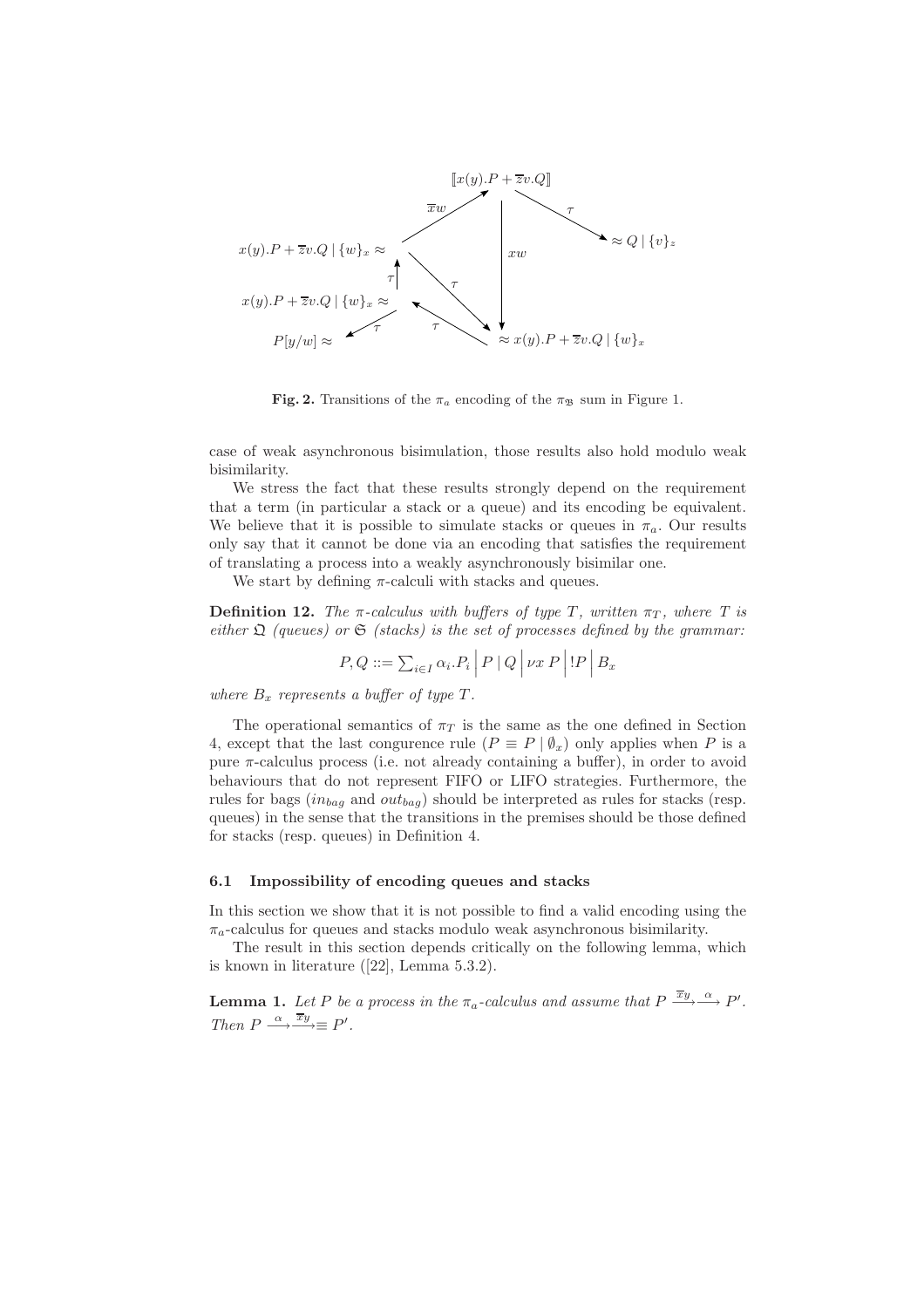**Fig. 2.** Transitions of the $\pi_a$ encoding of the $\pi_{\mathfrak{B}}$ sum in Figure 1.

case of weak asynchronous bisimulation, those results also hold modulo weak bisimilarity.

We stress the fact that these results strongly depend on the requirement that a term (in particular a stack or a queue) and its encoding be equivalent. We believe that it is possible to simulate stacks or queues in $\pi_a$. Our results only say that it cannot be done via an encoding that satisfies the requirement of translating a process into a weakly asynchronously bisimilar one.

We start by defining $\pi$-calculi with stacks and queues.

**Definition 12.** *The $\pi$-calculus with buffers of type $T$, written $\pi_T$, where $T$ is either $\mathfrak{Q}$ (queues) or $\mathfrak{S}$ (stacks) is the set of processes defined by the grammar:*

$$P, Q ::= \sum_{i \in I} \alpha_i.P_i \,\Big|\, P \mid Q \,\Big|\, \nu x\, P \,\Big|\, !P \,\Big|\, B_x$$

*where $B_x$ represents a buffer of type $T$.*

The operational semantics of $\pi_T$ is the same as the one defined in Section 4, except that the last congruence rule ($P \equiv P \mid \emptyset_x$) only applies when $P$ is a pure $\pi$-calculus process (i.e. not already containing a buffer), in order to avoid behaviours that do not represent FIFO or LIFO strategies. Furthermore, the rules for bags ($in_{bag}$ and $out_{bag}$) should be interpreted as rules for stacks (resp. queues) in the sense that the transitions in the premises should be those defined for stacks (resp. queues) in Definition 4.

### 6.1 Impossibility of encoding queues and stacks

In this section we show that it is not possible to find a valid encoding using the $\pi_a$-calculus for queues and stacks modulo weak asynchronous bisimilarity.

The result in this section depends critically on the following lemma, which is known in literature ([22], Lemma 5.3.2).

**Lemma 1.** *Let $P$ be a process in the $\pi_a$-calculus and assume that $P \xrightarrow{\overline{x}y} \xrightarrow{\alpha} P'$. Then $P \xrightarrow{\alpha} \xrightarrow{\overline{x}y} \equiv P'$.*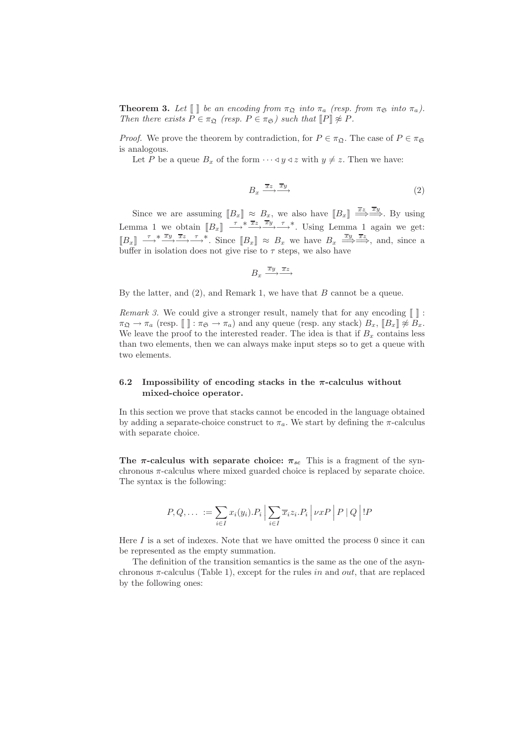**Theorem 3.** *Let $[\![\ ]\!]$ be an encoding from $\pi_{\mathfrak{Q}}$ into $\pi_a$ (resp. from $\pi_{\mathfrak{S}}$ into $\pi_a$). Then there exists $P \in \pi_{\mathfrak{Q}}$ (resp. $P \in \pi_{\mathfrak{S}}$) such that $[\![P]\!] \not\approx P$.*

*Proof.* We prove the theorem by contradiction, for $P \in \pi_{\mathfrak{Q}}$. The case of $P \in \pi_{\mathfrak{S}}$ is analogous.

Let $P$ be a queue $B_x$ of the form $\cdots \triangleleft y \triangleleft z$ with $y \neq z$. Then we have:

$$B_x \xrightarrow{\overline{x}z} \xrightarrow{\overline{x}y} \tag{2}$$

Since we are assuming $[\![B_x]\!] \approx B_x$, we also have $[\![B_x]\!] \stackrel{\overline{x}z}{\Longrightarrow} \stackrel{\overline{x}y}{\Longrightarrow}$. By using Lemma 1 we obtain $[\![B_x]\!] \xrightarrow{\tau}{}^{*} \xrightarrow{\overline{x}z} \xrightarrow{\overline{x}y} \xrightarrow{\tau}{}^{*}$. Using Lemma 1 again we get: $[\![B_x]\!] \xrightarrow{\tau}{}^{*} \xrightarrow{\overline{x}y} \xrightarrow{\overline{x}z} \xrightarrow{\tau}{}^{*}$. Since $[\![B_x]\!] \approx B_x$ we have $B_x \stackrel{\overline{x}y}{\Longrightarrow} \stackrel{\overline{x}z}{\Longrightarrow}$, and, since a buffer in isolation does not give rise to $\tau$ steps, we also have

$$B_x \xrightarrow{\overline{x}y} \xrightarrow{\overline{x}z}$$

By the latter, and (2), and Remark 1, we have that $B$ cannot be a queue.

*Remark 3.* We could give a stronger result, namely that for any encoding $[\![\ ]\!] : \pi_{\mathfrak{Q}} \rightarrow \pi_a$ (resp. $[\![\ ]\!] : \pi_{\mathfrak{S}} \rightarrow \pi_a$) and any queue (resp. any stack) $B_x$, $[\![B_x]\!] \not\approx B_x$. We leave the proof to the interested reader. The idea is that if $B_x$ contains less than two elements, then we can always make input steps so to get a queue with two elements.

### 6.2 Impossibility of encoding stacks in the $\pi$-calculus without mixed-choice operator.

In this section we prove that stacks cannot be encoded in the language obtained by adding a separate-choice construct to $\pi_a$. We start by defining the $\pi$-calculus with separate choice.

**The $\pi$-calculus with separate choice: $\pi_{sc}$** This is a fragment of the synchronous $\pi$-calculus where mixed guarded choice is replaced by separate choice. The syntax is the following:

$$P, Q, \ldots\ := \sum_{i \in I} x_i(y_i).P_i \,\Big|\, \sum_{i \in I} \overline{x}_i z_i.P_i \,\Big|\, \nu x P \,\Big|\, P \mid Q \,\Big|\, !P$$

Here $I$ is a set of indexes. Note that we have omitted the process 0 since it can be represented as the empty summation.

The definition of the transition semantics is the same as the one of the asynchronous $\pi$-calculus (Table 1), except for the rules *in* and *out*, that are replaced by the following ones: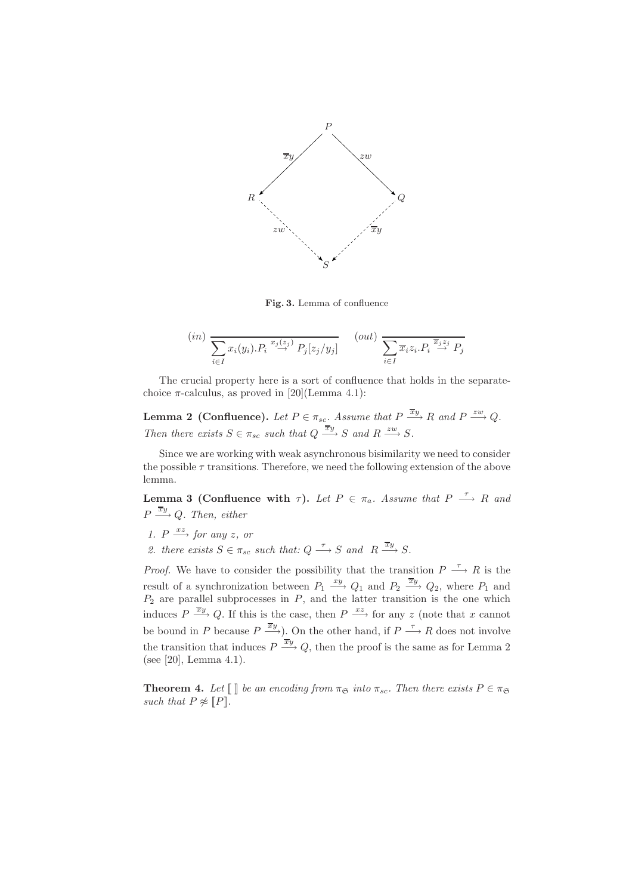**Fig. 3.** Lemma of confluence

$$(in)\ \frac{}{\sum_{i\in I} x_i(y_i).P_i \stackrel{x_j(z_j)}{\longrightarrow} P_j[z_j/y_j]} \qquad (out)\ \frac{}{\sum_{i\in I} \overline{x}_i z_i.P_i \stackrel{\overline{x}_j z_j}{\longrightarrow} P_j}$$

The crucial property here is a sort of confluence that holds in the separate-choice $\pi$-calculus, as proved in [20](Lemma 4.1):

**Lemma 2 (Confluence).** *Let $P \in \pi_{sc}$. Assume that $P \stackrel{\overline{x}y}{\longrightarrow} R$ and $P \stackrel{zw}{\longrightarrow} Q$. Then there exists $S \in \pi_{sc}$ such that $Q \stackrel{\overline{x}y}{\longrightarrow} S$ and $R \stackrel{zw}{\longrightarrow} S$.*

Since we are working with weak asynchronous bisimilarity we need to consider the possible $\tau$ transitions. Therefore, we need the following extension of the above lemma.

**Lemma 3 (Confluence with $\tau$).** *Let $P \in \pi_a$. Assume that $P \stackrel{\tau}{\longrightarrow} R$ and $P \stackrel{\overline{x}y}{\longrightarrow} Q$. Then, either*

1. *$P \stackrel{xz}{\longrightarrow}$ for any $z$, or*
2. *there exists $S \in \pi_{sc}$ such that: $Q \stackrel{\tau}{\longrightarrow} S$ and $R \stackrel{\overline{x}y}{\longrightarrow} S$.*

*Proof.* We have to consider the possibility that the transition $P \stackrel{\tau}{\longrightarrow} R$ is the result of a synchronization between $P_1 \stackrel{xy}{\longrightarrow} Q_1$ and $P_2 \stackrel{\overline{x}y}{\longrightarrow} Q_2$, where $P_1$ and $P_2$ are parallel subprocesses in $P$, and the latter transition is the one which induces $P \stackrel{\overline{x}y}{\longrightarrow} Q$. If this is the case, then $P \stackrel{xz}{\longrightarrow}$ for any $z$ (note that $x$ cannot be bound in $P$ because $P \stackrel{\overline{x}y}{\longrightarrow}$). On the other hand, if $P \stackrel{\tau}{\longrightarrow} R$ does not involve the transition that induces $P \stackrel{\overline{x}y}{\longrightarrow} Q$, then the proof is the same as for Lemma 2 (see [20], Lemma 4.1).

**Theorem 4.** *Let $[\![\ ]\!]$ be an encoding from $\pi_{\mathfrak{S}}$ into $\pi_{sc}$. Then there exists $P \in \pi_{\mathfrak{S}}$ such that $P \not\approx [\![P]\!]$.*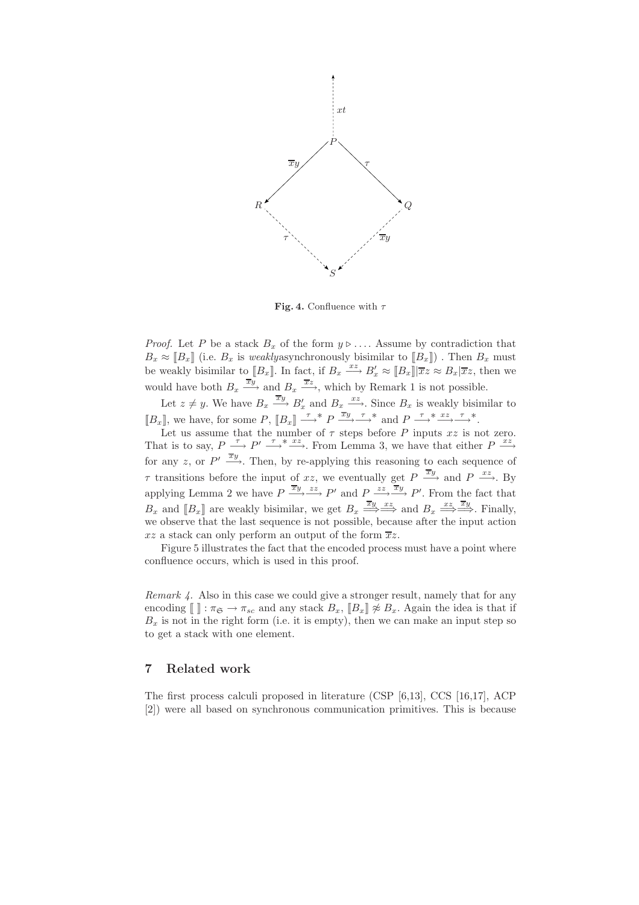**Fig. 4.** Confluence with $\tau$

*Proof.* Let $P$ be a stack $B_x$ of the form $y \triangleright \ldots$. Assume by contradiction that $B_x \approx [\![B_x]\!]$ (i.e. $B_x$ is *weakly*asynchronously bisimilar to $[\![B_x]\!]$) . Then $B_x$ must be weakly bisimilar to $[\![B_x]\!]$. In fact, if $B_x \xrightarrow{xz} B'_x \approx [\![B_x]\!] | \overline{x}z \approx B_x | \overline{x}z$, then we would have both $B_x \xrightarrow{\overline{x}y}$ and $B_x \xrightarrow{\overline{x}z}$, which by Remark 1 is not possible.

Let $z \neq y$. We have $B_x \xrightarrow{\overline{x}y} B'_x$ and $B_x \xrightarrow{xz}$. Since $B_x$ is weakly bisimilar to $[\![B_x]\!]$, we have, for some $P$, $[\![B_x]\!] \xrightarrow{\tau}{}^* P \xrightarrow{\overline{x}y}\xrightarrow{\tau}{}^*$ and $P \xrightarrow{\tau}{}^* \xrightarrow{xz} \xrightarrow{\tau}{}^*$.

Let us assume that the number of $\tau$ steps before $P$ inputs $xz$ is not zero. That is to say, $P \xrightarrow{\tau} P' \xrightarrow{\tau}{}^* \xrightarrow{xz}$. From Lemma 3, we have that either $P \xrightarrow{xz}$ for any $z$, or $P' \xrightarrow{\overline{x}y}$. Then, by re-applying this reasoning to each sequence of $\tau$ transitions before the input of $xz$, we eventually get $P \xrightarrow{\overline{x}y}$ and $P \xrightarrow{xz}$. By applying Lemma 2 we have $P \xrightarrow{\overline{x}y}\xrightarrow{zz} P'$ and $P \xrightarrow{zz}\xrightarrow{\overline{x}y} P'$. From the fact that $B_x$ and $[\![B_x]\!]$ are weakly bisimilar, we get $B_x \xRightarrow{\overline{x}y}\xRightarrow{xz}$ and $B_x \xRightarrow{xz}\xRightarrow{\overline{x}y}$. Finally, we observe that the last sequence is not possible, because after the input action $xz$ a stack can only perform an output of the form $\overline{x}z$.

Figure 5 illustrates the fact that the encoded process must have a point where confluence occurs, which is used in this proof.

*Remark 4.* Also in this case we could give a stronger result, namely that for any encoding $[\![\ ]\!] : \pi_{\mathfrak{S}} \rightarrow \pi_{sc}$ and any stack $B_x$, $[\![B_x]\!] \not\approx B_x$. Again the idea is that if $B_x$ is not in the right form (i.e. it is empty), then we can make an input step so to get a stack with one element.

## 7 Related work

The first process calculi proposed in literature (CSP [6,13], CCS [16,17], ACP [2]) were all based on synchronous communication primitives. This is because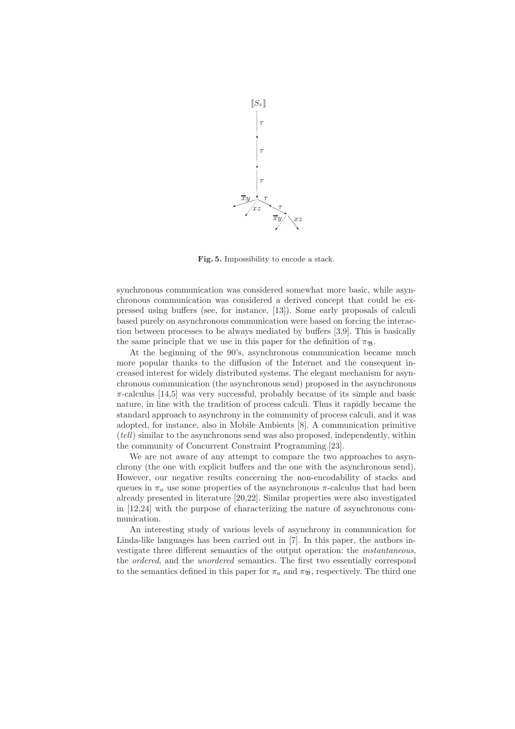Fig. 5. Impossibility to encode a stack.

synchronous communication was considered somewhat more basic, while asynchronous communication was considered a derived concept that could be expressed using buffers (see, for instance, [13]). Some early proposals of calculi based purely on asynchronous communication were based on forcing the interaction between processes to be always mediated by buffers [3,9]. This is basically the same principle that we use in this paper for the definition of $\pi_{\mathfrak{B}}$.

At the beginning of the 90's, asynchronous communication became much more popular thanks to the diffusion of the Internet and the consequent increased interest for widely distributed systems. The elegant mechanism for asynchronous communication (the asynchronous send) proposed in the asynchronous $\pi$-calculus [14,5] was very successful, probably because of its simple and basic nature, in line with the tradition of process calculi. Thus it rapidly became the standard approach to asynchrony in the community of process calculi, and it was adopted, for instance, also in Mobile Ambients [8]. A communication primitive (*tell*) similar to the asynchronous send was also proposed, independently, within the community of Concurrent Constraint Programming [23].

We are not aware of any attempt to compare the two approaches to asynchrony (the one with explicit buffers and the one with the asynchronous send). However, our negative results concerning the non-encodability of stacks and queues in $\pi_a$ use some properties of the asynchronous $\pi$-calculus that had been already presented in literature [20,22]. Similar properties were also investigated in [12,24] with the purpose of characterizing the nature of asynchronous communication.

An interesting study of various levels of asynchrony in communication for Linda-like languages has been carried out in [7]. In this paper, the authors investigate three different semantics of the output operation: the *instantaneous*, the *ordered*, and the *unordered* semantics. The first two essentially correspond to the semantics defined in this paper for $\pi_a$ and $\pi_{\mathfrak{B}}$, respectively. The third one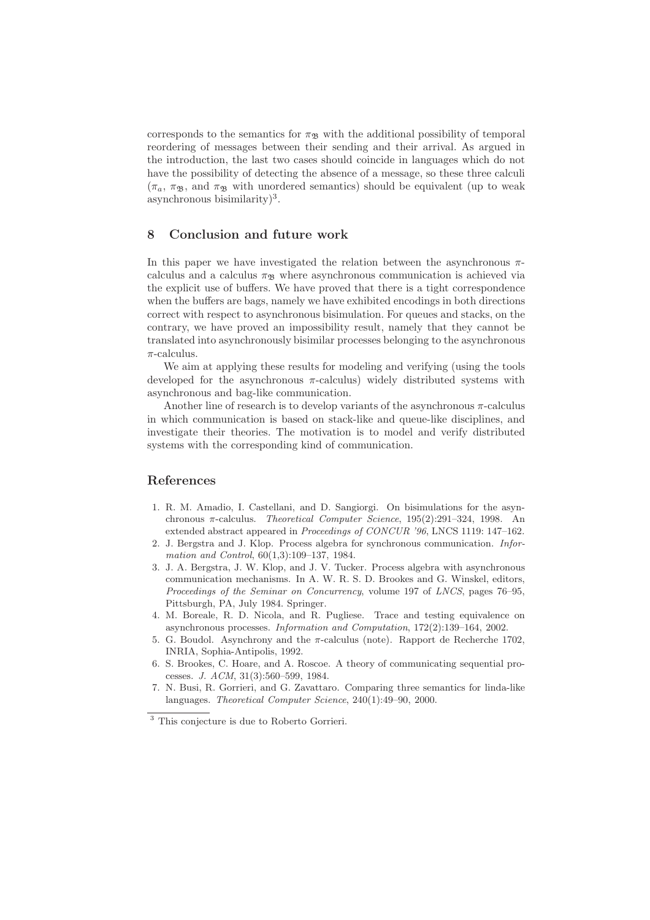corresponds to the semantics for $\pi_{\mathfrak{B}}$ with the additional possibility of temporal reordering of messages between their sending and their arrival. As argued in the introduction, the last two cases should coincide in languages which do not have the possibility of detecting the absence of a message, so these three calculi ($\pi_a$, $\pi_{\mathfrak{B}}$, and $\pi_{\mathfrak{B}}$ with unordered semantics) should be equivalent (up to weak asynchronous bisimilarity)[3].

## 8 Conclusion and future work

In this paper we have investigated the relation between the asynchronous $\pi$-calculus and a calculus $\pi_{\mathfrak{B}}$ where asynchronous communication is achieved via the explicit use of buffers. We have proved that there is a tight correspondence when the buffers are bags, namely we have exhibited encodings in both directions correct with respect to asynchronous bisimulation. For queues and stacks, on the contrary, we have proved an impossibility result, namely that they cannot be translated into asynchronously bisimilar processes belonging to the asynchronous $\pi$-calculus.

We aim at applying these results for modeling and verifying (using the tools developed for the asynchronous $\pi$-calculus) widely distributed systems with asynchronous and bag-like communication.

Another line of research is to develop variants of the asynchronous $\pi$-calculus in which communication is based on stack-like and queue-like disciplines, and investigate their theories. The motivation is to model and verify distributed systems with the corresponding kind of communication.

## References

1. R. M. Amadio, I. Castellani, and D. Sangiorgi. On bisimulations for the asynchronous $\pi$-calculus. *Theoretical Computer Science*, 195(2):291–324, 1998. An extended abstract appeared in *Proceedings of CONCUR '96*, LNCS 1119: 147–162.
2. J. Bergstra and J. Klop. Process algebra for synchronous communication. *Information and Control*, 60(1,3):109–137, 1984.
3. J. A. Bergstra, J. W. Klop, and J. V. Tucker. Process algebra with asynchronous communication mechanisms. In A. W. R. S. D. Brookes and G. Winskel, editors, *Proceedings of the Seminar on Concurrency*, volume 197 of *LNCS*, pages 76–95, Pittsburgh, PA, July 1984. Springer.
4. M. Boreale, R. D. Nicola, and R. Pugliese. Trace and testing equivalence on asynchronous processes. *Information and Computation*, 172(2):139–164, 2002.
5. G. Boudol. Asynchrony and the $\pi$-calculus (note). Rapport de Recherche 1702, INRIA, Sophia-Antipolis, 1992.
6. S. Brookes, C. Hoare, and A. Roscoe. A theory of communicating sequential processes. *J. ACM*, 31(3):560–599, 1984.
7. N. Busi, R. Gorrieri, and G. Zavattaro. Comparing three semantics for linda-like languages. *Theoretical Computer Science*, 240(1):49–90, 2000.

[3] This conjecture is due to Roberto Gorrieri.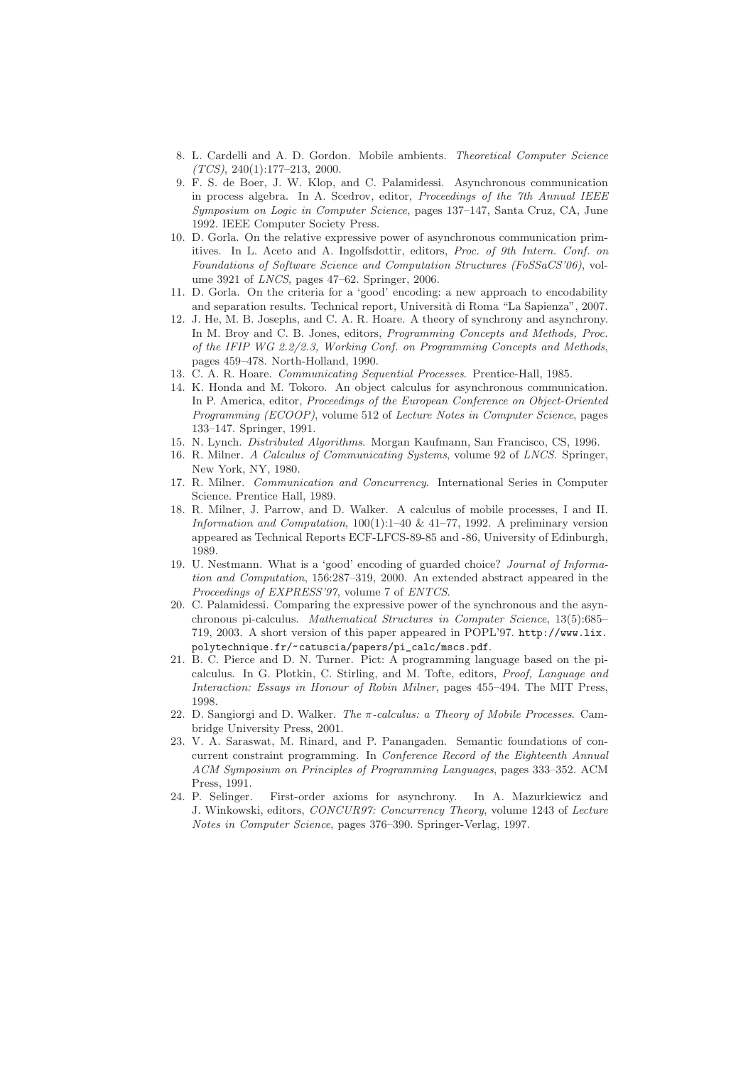8. L. Cardelli and A. D. Gordon. Mobile ambients. *Theoretical Computer Science (TCS)*, 240(1):177–213, 2000.
9. F. S. de Boer, J. W. Klop, and C. Palamidessi. Asynchronous communication in process algebra. In A. Scedrov, editor, *Proceedings of the 7th Annual IEEE Symposium on Logic in Computer Science*, pages 137–147, Santa Cruz, CA, June 1992. IEEE Computer Society Press.
10. D. Gorla. On the relative expressive power of asynchronous communication primitives. In L. Aceto and A. Ingolfsdottir, editors, *Proc. of 9th Intern. Conf. on Foundations of Software Science and Computation Structures (FoSSaCS'06)*, volume 3921 of *LNCS*, pages 47–62. Springer, 2006.
11. D. Gorla. On the criteria for a 'good' encoding: a new approach to encodability and separation results. Technical report, Università di Roma "La Sapienza", 2007.
12. J. He, M. B. Josephs, and C. A. R. Hoare. A theory of synchrony and asynchrony. In M. Broy and C. B. Jones, editors, *Programming Concepts and Methods, Proc. of the IFIP WG 2.2/2.3, Working Conf. on Programming Concepts and Methods*, pages 459–478. North-Holland, 1990.
13. C. A. R. Hoare. *Communicating Sequential Processes*. Prentice-Hall, 1985.
14. K. Honda and M. Tokoro. An object calculus for asynchronous communication. In P. America, editor, *Proceedings of the European Conference on Object-Oriented Programming (ECOOP)*, volume 512 of *Lecture Notes in Computer Science*, pages 133–147. Springer, 1991.
15. N. Lynch. *Distributed Algorithms*. Morgan Kaufmann, San Francisco, CS, 1996.
16. R. Milner. *A Calculus of Communicating Systems*, volume 92 of *LNCS*. Springer, New York, NY, 1980.
17. R. Milner. *Communication and Concurrency*. International Series in Computer Science. Prentice Hall, 1989.
18. R. Milner, J. Parrow, and D. Walker. A calculus of mobile processes, I and II. *Information and Computation*, 100(1):1–40 & 41–77, 1992. A preliminary version appeared as Technical Reports ECF-LFCS-89-85 and -86, University of Edinburgh, 1989.
19. U. Nestmann. What is a 'good' encoding of guarded choice? *Journal of Information and Computation*, 156:287–319, 2000. An extended abstract appeared in the *Proceedings of EXPRESS'97*, volume 7 of *ENTCS*.
20. C. Palamidessi. Comparing the expressive power of the synchronous and the asynchronous pi-calculus. *Mathematical Structures in Computer Science*, 13(5):685–719, 2003. A short version of this paper appeared in POPL'97. `http://www.lix.polytechnique.fr/~catuscia/papers/pi_calc/mscs.pdf`.
21. B. C. Pierce and D. N. Turner. Pict: A programming language based on the pi-calculus. In G. Plotkin, C. Stirling, and M. Tofte, editors, *Proof, Language and Interaction: Essays in Honour of Robin Milner*, pages 455–494. The MIT Press, 1998.
22. D. Sangiorgi and D. Walker. *The π-calculus: a Theory of Mobile Processes*. Cambridge University Press, 2001.
23. V. A. Saraswat, M. Rinard, and P. Panangaden. Semantic foundations of concurrent constraint programming. In *Conference Record of the Eighteenth Annual ACM Symposium on Principles of Programming Languages*, pages 333–352. ACM Press, 1991.
24. P. Selinger. First-order axioms for asynchrony. In A. Mazurkiewicz and J. Winkowski, editors, *CONCUR97: Concurrency Theory*, volume 1243 of *Lecture Notes in Computer Science*, pages 376–390. Springer-Verlag, 1997.